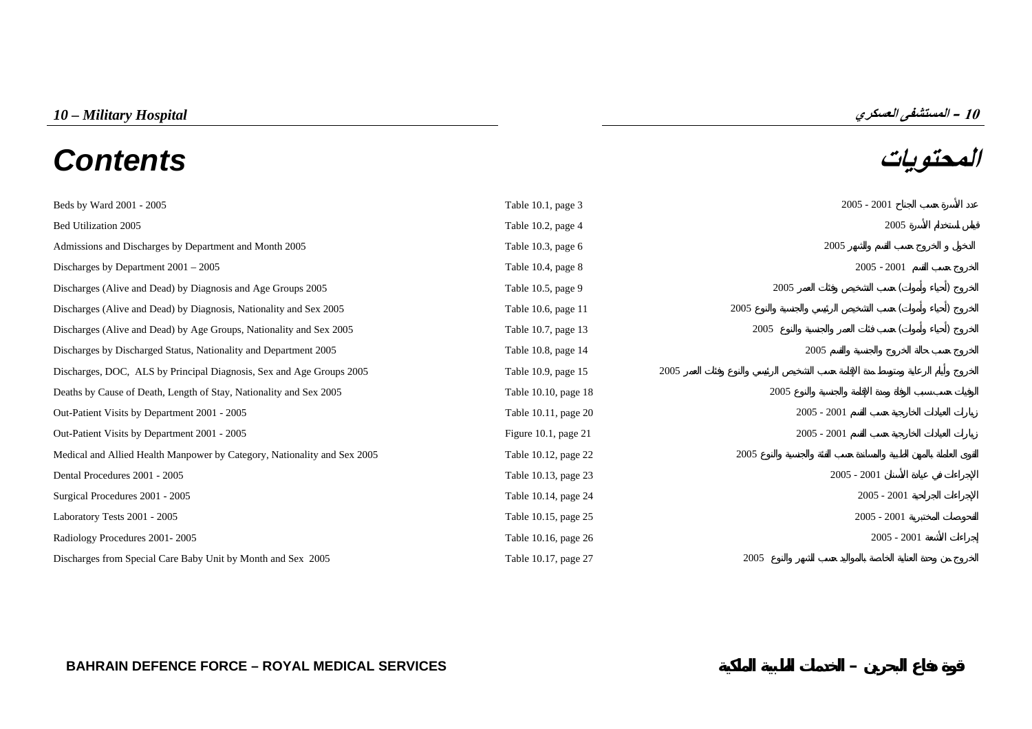# Contents

# المحتويات

| English | Reference | العربية |
|---|---|---|
| Beds by Ward 2001 - 2005 | Table 10.1, page 3 | عدد الأسرة حسب الجناح 2001 - 2005 |
| Bed Utilization 2005 | Table 10.2, page 4 | قياس استخدام الأسرة 2005 |
| Admissions and Discharges by Department and Month 2005 | Table 10.3, page 6 | الدخول و الخروج حسب القسم والشهر 2005 |
| Discharges by Department 2001 – 2005 | Table 10.4, page 8 | الخروج حسب القسم 2001 - 2005 |
| Discharges (Alive and Dead) by Diagnosis and Age Groups 2005 | Table 10.5, page 9 | الخروج (أحياء وأموات) حسب التشخيص وفئات العمر 2005 |
| Discharges (Alive and Dead) by Diagnosis, Nationality and Sex 2005 | Table 10.6, page 11 | الخروج (أحياء وأموات) حسب التشخيص الرئيسي والجنسية والنوع 2005 |
| Discharges (Alive and Dead) by Age Groups, Nationality and Sex 2005 | Table 10.7, page 13 | الخروج (أحياء وأموات) حسب فئات العمر والجنسية والنوع 2005 |
| Discharges by Discharged Status, Nationality and Department 2005 | Table 10.8, page 14 | الخروج حسب حالة الخروج والجنسية والقسم 2005 |
| Discharges, DOC, ALS by Principal Diagnosis, Sex and Age Groups 2005 | Table 10.9, page 15 | الخروج وأيام الرعاية ومتوسط مدة الإقامة حسب التشخيص الرئيسي والنوع وفئات العمر 2005 |
| Deaths by Cause of Death, Length of Stay, Nationality and Sex 2005 | Table 10.10, page 18 | الوفيات حسب سبب الوفاة ومدة الإقامة والجنسية والنوع 2005 |
| Out-Patient Visits by Department 2001 - 2005 | Table 10.11, page 20 | زيارات العيادات الخارجية حسب القسم 2001 - 2005 |
| Out-Patient Visits by Department 2001 - 2005 | Figure 10.1, page 21 | زيارات العيادات الخارجية حسب القسم 2001 - 2005 |
| Medical and Allied Health Manpower by Category, Nationality and Sex 2005 | Table 10.12, page 22 | القوى العاملة بالمهن الطبية والمساندة حسب الفئة والجنسية والنوع 2005 |
| Dental Procedures 2001 - 2005 | Table 10.13, page 23 | الإجراءات في عيادة الأسنان 2001 - 2005 |
| Surgical Procedures 2001 - 2005 | Table 10.14, page 24 | الإجراءات الجراحية 2001 - 2005 |
| Laboratory Tests 2001 - 2005 | Table 10.15, page 25 | الفحوصات المختبرية 2001 - 2005 |
| Radiology Procedures 2001- 2005 | Table 10.16, page 26 | إجراءات الأشعة 2001 - 2005 |
| Discharges from Special Care Baby Unit by Month and Sex 2005 | Table 10.17, page 27 | الخروج من وحدة العناية الخاصة بالمواليد حسب الشهر والنوع 2005 |

**BAHRAIN DEFENCE FORCE – ROYAL MEDICAL SERVICES**

**قوة دفاع البحرين – الخدمات الطبية الملكية**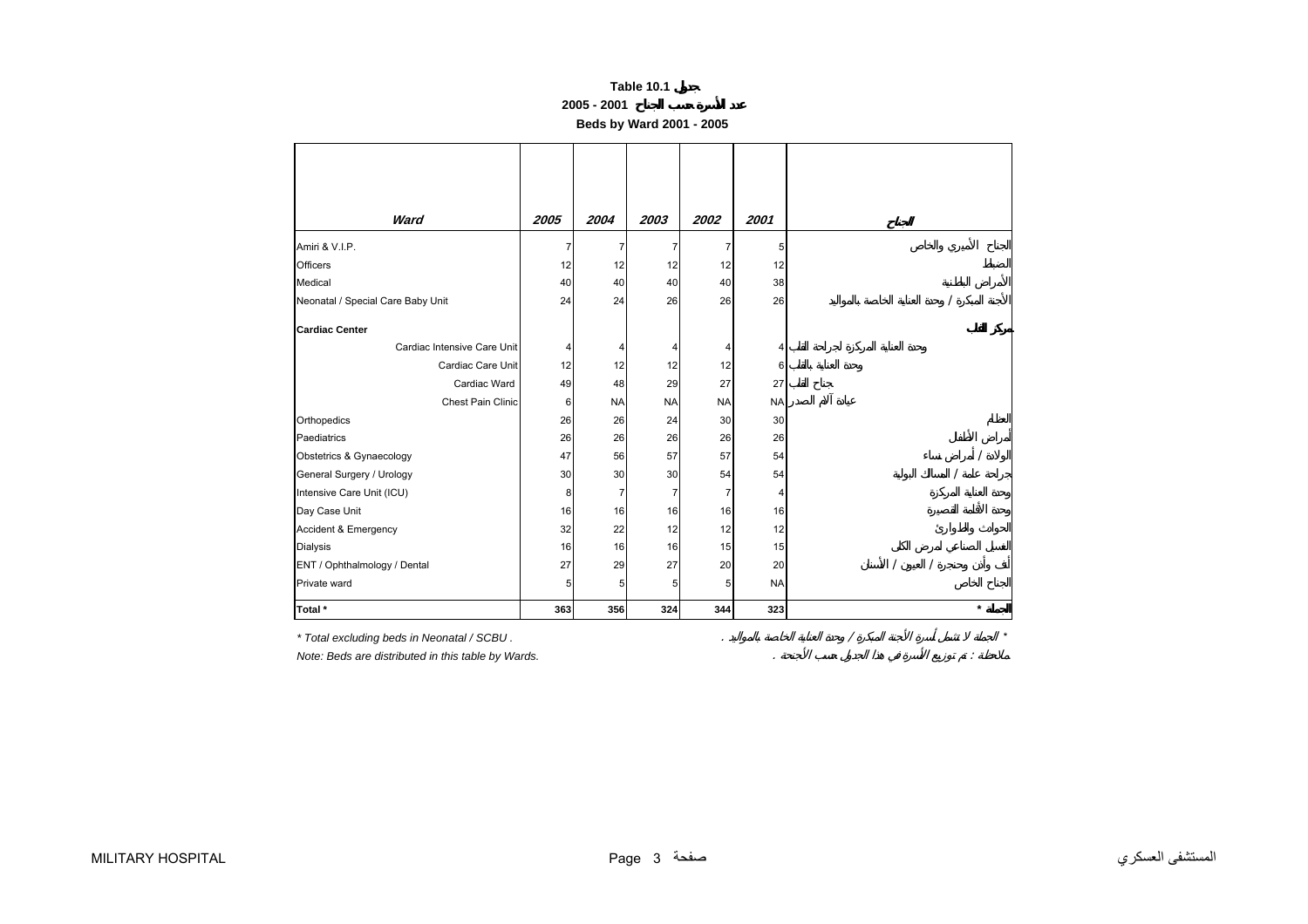**Table 10.1 جدول**

**عدد الأسرة حسب الجناح 2001 - 2005**

**Beds by Ward 2001 - 2005**

| Ward | 2005 | 2004 | 2003 | 2002 | 2001 | الجناح |
|---|---|---|---|---|---|---|
| Amiri & V.I.P. | 7 | 7 | 7 | 7 | 5 | الجناح الأميري والخاص |
| Officers | 12 | 12 | 12 | 12 | 12 | الضباط |
| Medical | 40 | 40 | 40 | 40 | 38 | الأمراض الباطنية |
| Neonatal / Special Care Baby Unit | 24 | 24 | 26 | 26 | 26 | الأجنة المبكرة / وحدة العناية الخاصة بالمواليد |
| **Cardiac Center** | | | | | | **مركز القلب** |
| Cardiac Intensive Care Unit | 4 | 4 | 4 | 4 | 4 | وحدة العناية المركزة لجراحة القلب |
| Cardiac Care Unit | 12 | 12 | 12 | 12 | 6 | وحدة العناية بالقلب |
| Cardiac Ward | 49 | 48 | 29 | 27 | 27 | جناح القلب |
| Chest Pain Clinic | 6 | NA | NA | NA | NA | عيادة آلام الصدر |
| Orthopedics | 26 | 26 | 24 | 30 | 30 | العظام |
| Paediatrics | 26 | 26 | 26 | 26 | 26 | أمراض الأطفال |
| Obstetrics & Gynaecology | 47 | 56 | 57 | 57 | 54 | الولادة / أمراض نساء |
| General Surgery / Urology | 30 | 30 | 30 | 54 | 54 | جراحة عامة / المسالك البولية |
| Intensive Care Unit (ICU) | 8 | 7 | 7 | 7 | 4 | وحدة العناية المركزة |
| Day Case Unit | 16 | 16 | 16 | 16 | 16 | وحدة الإقامة القصيرة |
| Accident & Emergency | 32 | 22 | 12 | 12 | 12 | الحوادث والطوارئ |
| Dialysis | 16 | 16 | 16 | 15 | 15 | الغسيل الصناعي لمرض الكلى |
| ENT / Ophthalmology / Dental | 27 | 29 | 27 | 20 | 20 | أنف وأذن وحنجرة / العيون / الأسنان |
| Private ward | 5 | 5 | 5 | 5 | NA | الجناح الخاص |
| **Total *** | **363** | **356** | **324** | **344** | **323** | **الجملة *** |

*\* Total excluding beds in Neonatal / SCBU .* — *\* الجملة لا تشمل أسرة الأجنة المبكرة / وحدة العناية الخاصة بالمواليد .*

*Note: Beds are distributed in this table by Wards.* — *ملاحظة : تم توزيع الأسرة في هذا الجدول حسب الأجنحة .*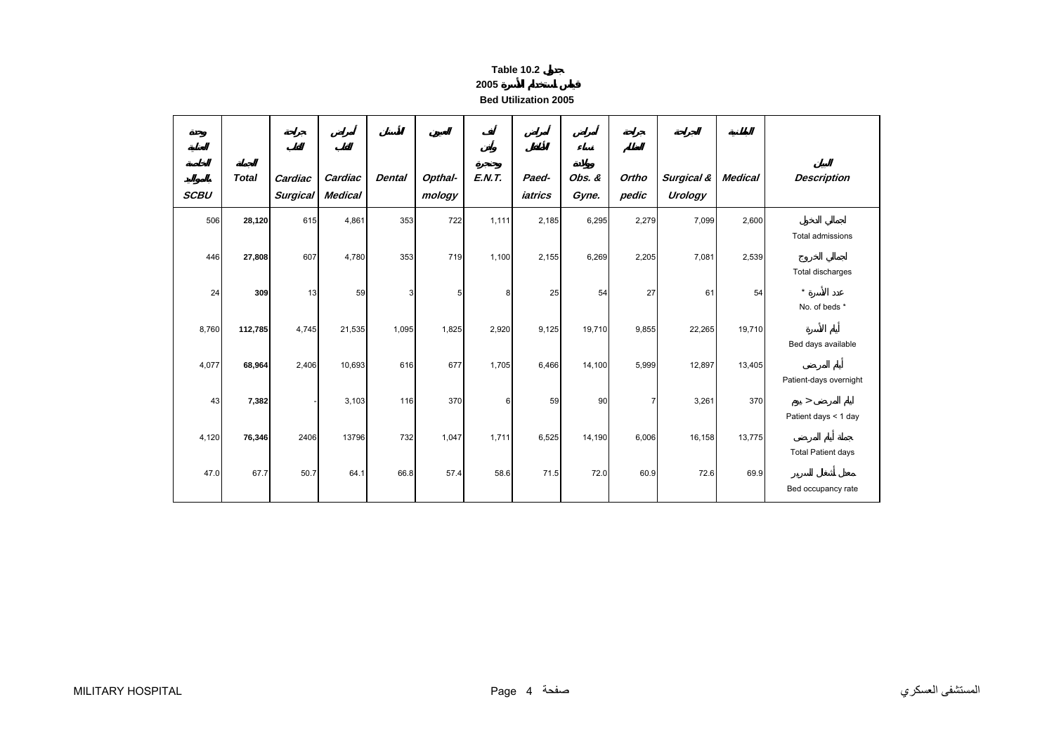**Table 10.2 جدول**

**2005 قياس استخدام الأسرة**

**Bed Utilization 2005**

| وحدة العناية الخاصة بالمواليد SCBU | الجملة Total | جراحة القلب Cardiac Surgical | أمراض القلب Cardiac Medical | الأسنان Dental | العيون Opthal-mology | أنف وأذن وحنجرة E.N.T. | أمراض الأطفال Paed-iatrics | أمراض نساء وولادة Obs. & Gyne. | جراحة العظام Ortho pedic | الجراحة Surgical & Urology | الباطنية Medical | البيان Description |
|---|---|---|---|---|---|---|---|---|---|---|---|---|
| 506 | **28,120** | 615 | 4,861 | 353 | 722 | 1,111 | 2,185 | 6,295 | 2,279 | 7,099 | 2,600 | إجمالي الدخول Total admissions |
| 446 | **27,808** | 607 | 4,780 | 353 | 719 | 1,100 | 2,155 | 6,269 | 2,205 | 7,081 | 2,539 | إجمالي الخروج Total discharges |
| 24 | **309** | 13 | 59 | 3 | 5 | 8 | 25 | 54 | 27 | 61 | 54 | عدد الأسرة * No. of beds * |
| 8,760 | **112,785** | 4,745 | 21,535 | 1,095 | 1,825 | 2,920 | 9,125 | 19,710 | 9,855 | 22,265 | 19,710 | أيام الأسرة Bed days available |
| 4,077 | **68,964** | 2,406 | 10,693 | 616 | 677 | 1,705 | 6,466 | 14,100 | 5,999 | 12,897 | 13,405 | أيام المرضى Patient-days overnight |
| 43 | **7,382** | - | 3,103 | 116 | 370 | 6 | 59 | 90 | 7 | 3,261 | 370 | أيام المرضى > يوم Patient days < 1 day |
| 4,120 | **76,346** | 2406 | 13796 | 732 | 1,047 | 1,711 | 6,525 | 14,190 | 6,006 | 16,158 | 13,775 | جملة أيام المرضى Total Patient days |
| 47.0 | 67.7 | 50.7 | 64.1 | 66.8 | 57.4 | 58.6 | 71.5 | 72.0 | 60.9 | 72.6 | 69.9 | معدل أشغال السرير Bed occupancy rate |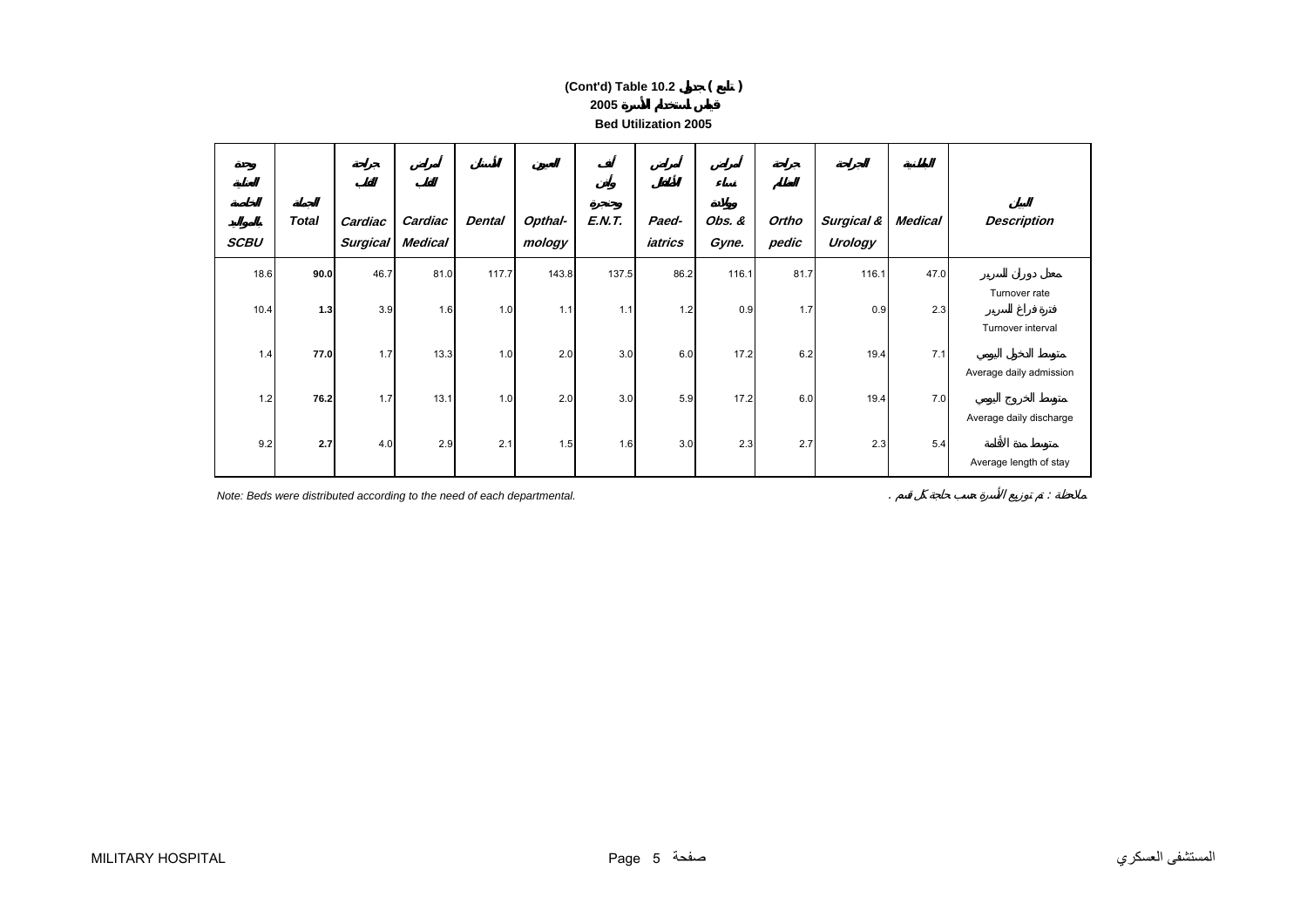**(Cont'd) Table 10.2 جدول ( تابع )**

**قياس استخدام الأسرة 2005**

**Bed Utilization 2005**

| وحدة العناية الخاصة بالمواليد SCBU | الجملة Total | جراحة القلب Cardiac Surgical | أمراض القلب Cardiac Medical | الأسنان Dental | العيون Opthal-mology | أنف وأذن وحنجرة E.N.T. | أمراض الأطفال Paed-iatrics | أمراض نساء وولادة Obs. & Gyne. | جراحة العظام Ortho pedic | الجراحة Surgical & Urology | الباطنية Medical | البيان Description |
|---|---|---|---|---|---|---|---|---|---|---|---|---|
| 18.6 | **90.0** | 46.7 | 81.0 | 117.7 | 143.8 | 137.5 | 86.2 | 116.1 | 81.7 | 116.1 | 47.0 | معدل دوران السرير Turnover rate |
| 10.4 | **1.3** | 3.9 | 1.6 | 1.0 | 1.1 | 1.1 | 1.2 | 0.9 | 1.7 | 0.9 | 2.3 | فترة فراغ السرير Turnover interval |
| 1.4 | **77.0** | 1.7 | 13.3 | 1.0 | 2.0 | 3.0 | 6.0 | 17.2 | 6.2 | 19.4 | 7.1 | متوسط الدخول اليومي Average daily admission |
| 1.2 | **76.2** | 1.7 | 13.1 | 1.0 | 2.0 | 3.0 | 5.9 | 17.2 | 6.0 | 19.4 | 7.0 | متوسط الخروج اليومي Average daily discharge |
| 9.2 | **2.7** | 4.0 | 2.9 | 2.1 | 1.5 | 1.6 | 3.0 | 2.3 | 2.7 | 2.3 | 5.4 | متوسط مدة الأقامة Average length of stay |

*Note: Beds were distributed according to the need of each departmental.*

ملاحظة : تم توزيع الأسرة حسب حاجة كل قسم .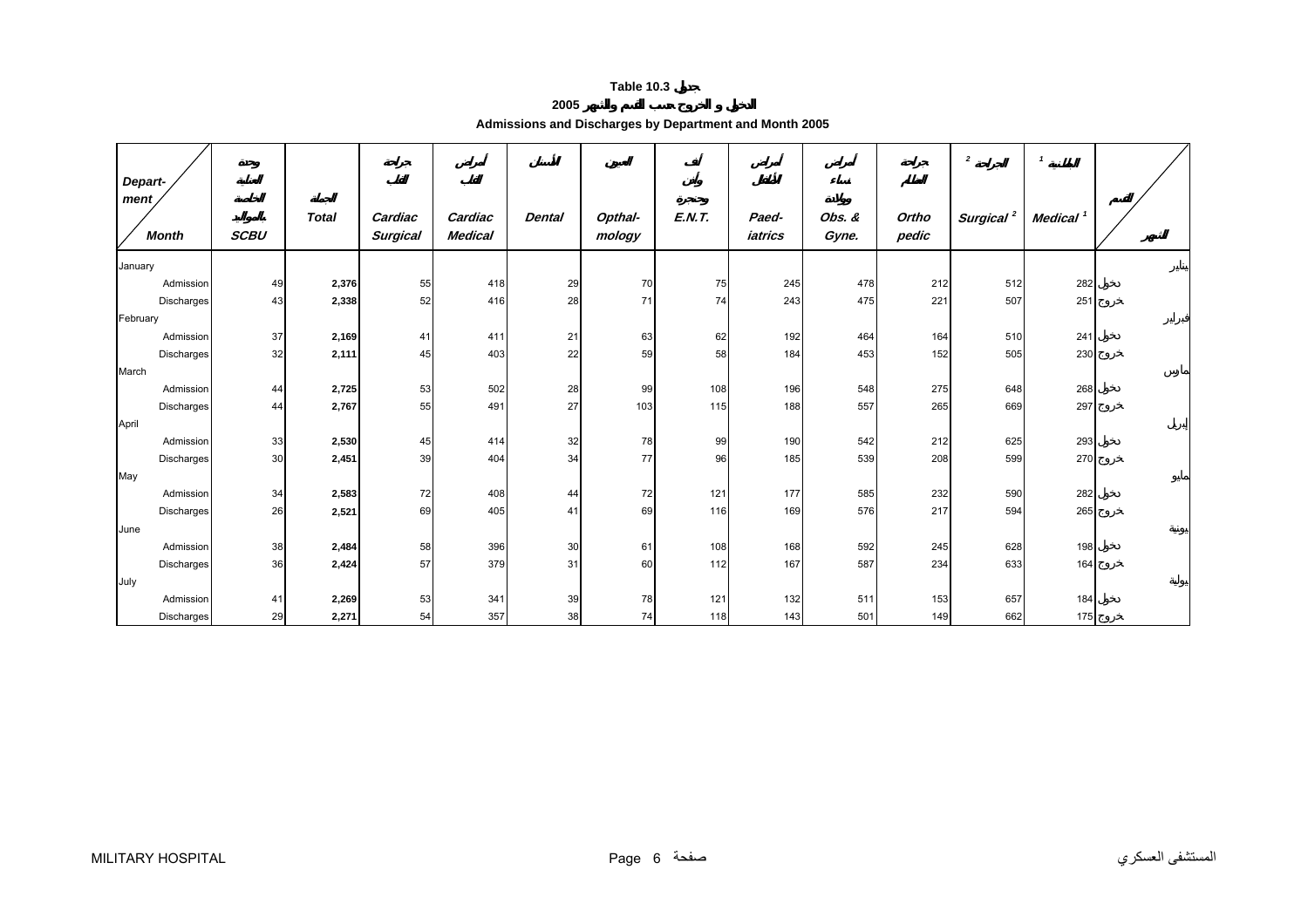# Table 10.3 جدول

## 2005 الدخول و الخروج حسب القسم والشهر

## Admissions and Discharges by Department and Month 2005

| Department / Month | وحدة العناية الخاصة بالمواليد SCBU | الجملة Total | جراحة القلب Cardiac Surgical | أمراض القلب Cardiac Medical | الأسنان Dental | العيون Opthal-mology | أنف وأذن وحنجرة E.N.T. | أمراض الأطفال Paed-iatrics | أمراض نساء وولادة Obs. & Gyne. | جراحة العظام Ortho pedic | الجراحة Surgical [2] | الباطنية Medical [1] | القسم / الشهر |
|---|---|---|---|---|---|---|---|---|---|---|---|---|---|
| January | | | | | | | | | | | | | يناير |
| Admission | 49 | **2,376** | 55 | 418 | 29 | 70 | 75 | 245 | 478 | 212 | 512 | 282 | دخول |
| Discharges | 43 | **2,338** | 52 | 416 | 28 | 71 | 74 | 243 | 475 | 221 | 507 | 251 | خروج |
| February | | | | | | | | | | | | | فبراير |
| Admission | 37 | **2,169** | 41 | 411 | 21 | 63 | 62 | 192 | 464 | 164 | 510 | 241 | دخول |
| Discharges | 32 | **2,111** | 45 | 403 | 22 | 59 | 58 | 184 | 453 | 152 | 505 | 230 | خروج |
| March | | | | | | | | | | | | | مارس |
| Admission | 44 | **2,725** | 53 | 502 | 28 | 99 | 108 | 196 | 548 | 275 | 648 | 268 | دخول |
| Discharges | 44 | **2,767** | 55 | 491 | 27 | 103 | 115 | 188 | 557 | 265 | 669 | 297 | خروج |
| April | | | | | | | | | | | | | إبريل |
| Admission | 33 | **2,530** | 45 | 414 | 32 | 78 | 99 | 190 | 542 | 212 | 625 | 293 | دخول |
| Discharges | 30 | **2,451** | 39 | 404 | 34 | 77 | 96 | 185 | 539 | 208 | 599 | 270 | خروج |
| May | | | | | | | | | | | | | مايو |
| Admission | 34 | **2,583** | 72 | 408 | 44 | 72 | 121 | 177 | 585 | 232 | 590 | 282 | دخول |
| Discharges | 26 | **2,521** | 69 | 405 | 41 | 69 | 116 | 169 | 576 | 217 | 594 | 265 | خروج |
| June | | | | | | | | | | | | | يونية |
| Admission | 38 | **2,484** | 58 | 396 | 30 | 61 | 108 | 168 | 592 | 245 | 628 | 198 | دخول |
| Discharges | 36 | **2,424** | 57 | 379 | 31 | 60 | 112 | 167 | 587 | 234 | 633 | 164 | خروج |
| July | | | | | | | | | | | | | يولية |
| Admission | 41 | **2,269** | 53 | 341 | 39 | 78 | 121 | 132 | 511 | 153 | 657 | 184 | دخول |
| Discharges | 29 | **2,271** | 54 | 357 | 38 | 74 | 118 | 143 | 501 | 149 | 662 | 175 | خروج |

MILITARY HOSPITAL المستشفى العسكري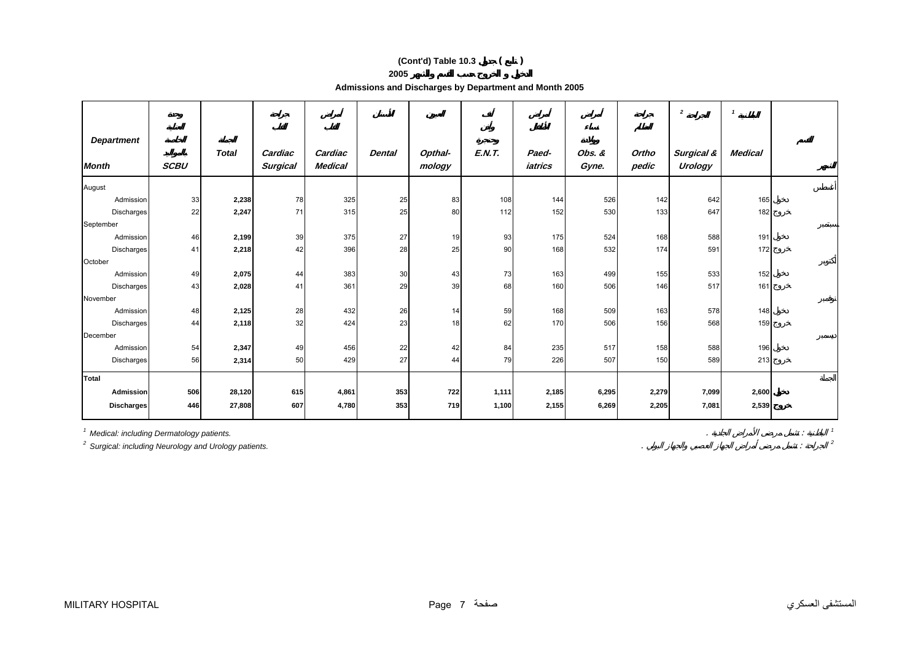**(Cont'd) Table 10.3 جدول ( تابع )**

**الدخول و الخروج حسب القسم والشهر 2005**

**Admissions and Discharges by Department and Month 2005**

| Department / Month | وحدة العناية الخاصة بالمواليد SCBU | الجملة Total | جراحة القلب Cardiac Surgical | أمراض القلب Cardiac Medical | الأسنان Dental | العيون Opthal-mology | أنف وأذن وحنجرة E.N.T. | أمراض الأطفال Paed-iatrics | أمراض نساء وولادة Obs. & Gyne. | جراحة العظام Ortho pedic | الجراحة [2] Surgical & Urology | الباطنية [1] Medical | القسم / الشهر |
|---|---|---|---|---|---|---|---|---|---|---|---|---|---|
| August | | | | | | | | | | | | | أغسطس |
| Admission | 33 | **2,238** | 78 | 325 | 25 | 83 | 108 | 144 | 526 | 142 | 642 | 165 | دخول |
| Discharges | 22 | **2,247** | 71 | 315 | 25 | 80 | 112 | 152 | 530 | 133 | 647 | 182 | خروج |
| September | | | | | | | | | | | | | سبتمبر |
| Admission | 46 | **2,199** | 39 | 375 | 27 | 19 | 93 | 175 | 524 | 168 | 588 | 191 | دخول |
| Discharges | 41 | **2,218** | 42 | 396 | 28 | 25 | 90 | 168 | 532 | 174 | 591 | 172 | خروج |
| October | | | | | | | | | | | | | أكتوبر |
| Admission | 49 | **2,075** | 44 | 383 | 30 | 43 | 73 | 163 | 499 | 155 | 533 | 152 | دخول |
| Discharges | 43 | **2,028** | 41 | 361 | 29 | 39 | 68 | 160 | 506 | 146 | 517 | 161 | خروج |
| November | | | | | | | | | | | | | نوفمبر |
| Admission | 48 | **2,125** | 28 | 432 | 26 | 14 | 59 | 168 | 509 | 163 | 578 | 148 | دخول |
| Discharges | 44 | **2,118** | 32 | 424 | 23 | 18 | 62 | 170 | 506 | 156 | 568 | 159 | خروج |
| December | | | | | | | | | | | | | ديسمبر |
| Admission | 54 | **2,347** | 49 | 456 | 22 | 42 | 84 | 235 | 517 | 158 | 588 | 196 | دخول |
| Discharges | 56 | **2,314** | 50 | 429 | 27 | 44 | 79 | 226 | 507 | 150 | 589 | 213 | خروج |
| **Total** | | | | | | | | | | | | | **الجملة** |
| **Admission** | **506** | **28,120** | **615** | **4,861** | **353** | **722** | **1,111** | **2,185** | **6,295** | **2,279** | **7,099** | **2,600** | **دخول** |
| **Discharges** | **446** | **27,808** | **607** | **4,780** | **353** | **719** | **1,100** | **2,155** | **6,269** | **2,205** | **7,081** | **2,539** | **خروج** |

[1] *Medical: including Dermatology patients.* — [1] الباطنية : تشمل مرضى الأمراض الجلدية .

[2] *Surgical: including Neurology and Urology patients.* — [2] الجراحة : تشمل مرضى أمراض الجهاز العصبي والجهاز البولي .

MILITARY HOSPITAL — المستشفى العسكري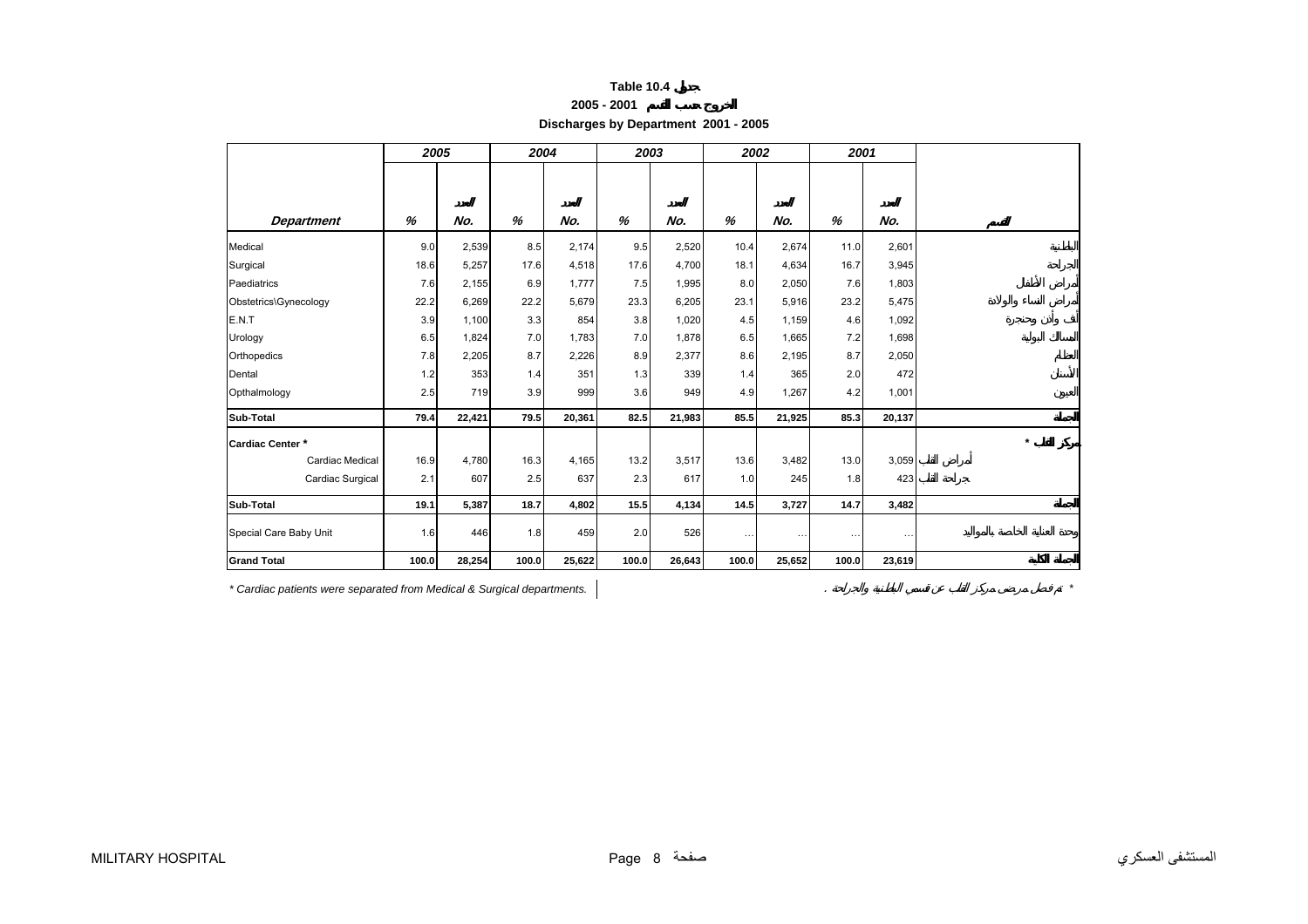**Table 10.4 جدول**

**2005 - 2001 الخروج حسب القسم**

**Discharges by Department 2001 - 2005**

| Department | 2005 % | 2005 No. العدد | 2004 % | 2004 No. العدد | 2003 % | 2003 No. العدد | 2002 % | 2002 No. العدد | 2001 % | 2001 No. العدد | القسم |
|---|---|---|---|---|---|---|---|---|---|---|---|
| Medical | 9.0 | 2,539 | 8.5 | 2,174 | 9.5 | 2,520 | 10.4 | 2,674 | 11.0 | 2,601 | الباطنية |
| Surgical | 18.6 | 5,257 | 17.6 | 4,518 | 17.6 | 4,700 | 18.1 | 4,634 | 16.7 | 3,945 | الجراحة |
| Paediatrics | 7.6 | 2,155 | 6.9 | 1,777 | 7.5 | 1,995 | 8.0 | 2,050 | 7.6 | 1,803 | أمراض الأطفال |
| Obstetrics\Gynecology | 22.2 | 6,269 | 22.2 | 5,679 | 23.3 | 6,205 | 23.1 | 5,916 | 23.2 | 5,475 | أمراض النساء والولادة |
| E.N.T | 3.9 | 1,100 | 3.3 | 854 | 3.8 | 1,020 | 4.5 | 1,159 | 4.6 | 1,092 | أنف وأذن وحنجرة |
| Urology | 6.5 | 1,824 | 7.0 | 1,783 | 7.0 | 1,878 | 6.5 | 1,665 | 7.2 | 1,698 | المسالك البولية |
| Orthopedics | 7.8 | 2,205 | 8.7 | 2,226 | 8.9 | 2,377 | 8.6 | 2,195 | 8.7 | 2,050 | العظام |
| Dental | 1.2 | 353 | 1.4 | 351 | 1.3 | 339 | 1.4 | 365 | 2.0 | 472 | الأسنان |
| Opthalmology | 2.5 | 719 | 3.9 | 999 | 3.6 | 949 | 4.9 | 1,267 | 4.2 | 1,001 | العيون |
| **Sub-Total** | **79.4** | **22,421** | **79.5** | **20,361** | **82.5** | **21,983** | **85.5** | **21,925** | **85.3** | **20,137** | **المجموع** |
| **Cardiac Center *** | | | | | | | | | | | **مركز القلب *** |
| Cardiac Medical | 16.9 | 4,780 | 16.3 | 4,165 | 13.2 | 3,517 | 13.6 | 3,482 | 13.0 | 3,059 | أمراض القلب |
| Cardiac Surgical | 2.1 | 607 | 2.5 | 637 | 2.3 | 617 | 1.0 | 245 | 1.8 | 423 | جراحة القلب |
| **Sub-Total** | **19.1** | **5,387** | **18.7** | **4,802** | **15.5** | **4,134** | **14.5** | **3,727** | **14.7** | **3,482** | **المجموع** |
| Special Care Baby Unit | 1.6 | 446 | 1.8 | 459 | 2.0 | 526 | … | … | … | … | وحدة العناية الخاصة بالمواليد |
| **Grand Total** | **100.0** | **28,254** | **100.0** | **25,622** | **100.0** | **26,643** | **100.0** | **25,652** | **100.0** | **23,619** | **المجموع الكلي** |

* Cardiac patients were separated from Medical & Surgical departments.

* تم فصل مرضى مركز القلب عن قسمي الباطنية والجراحة .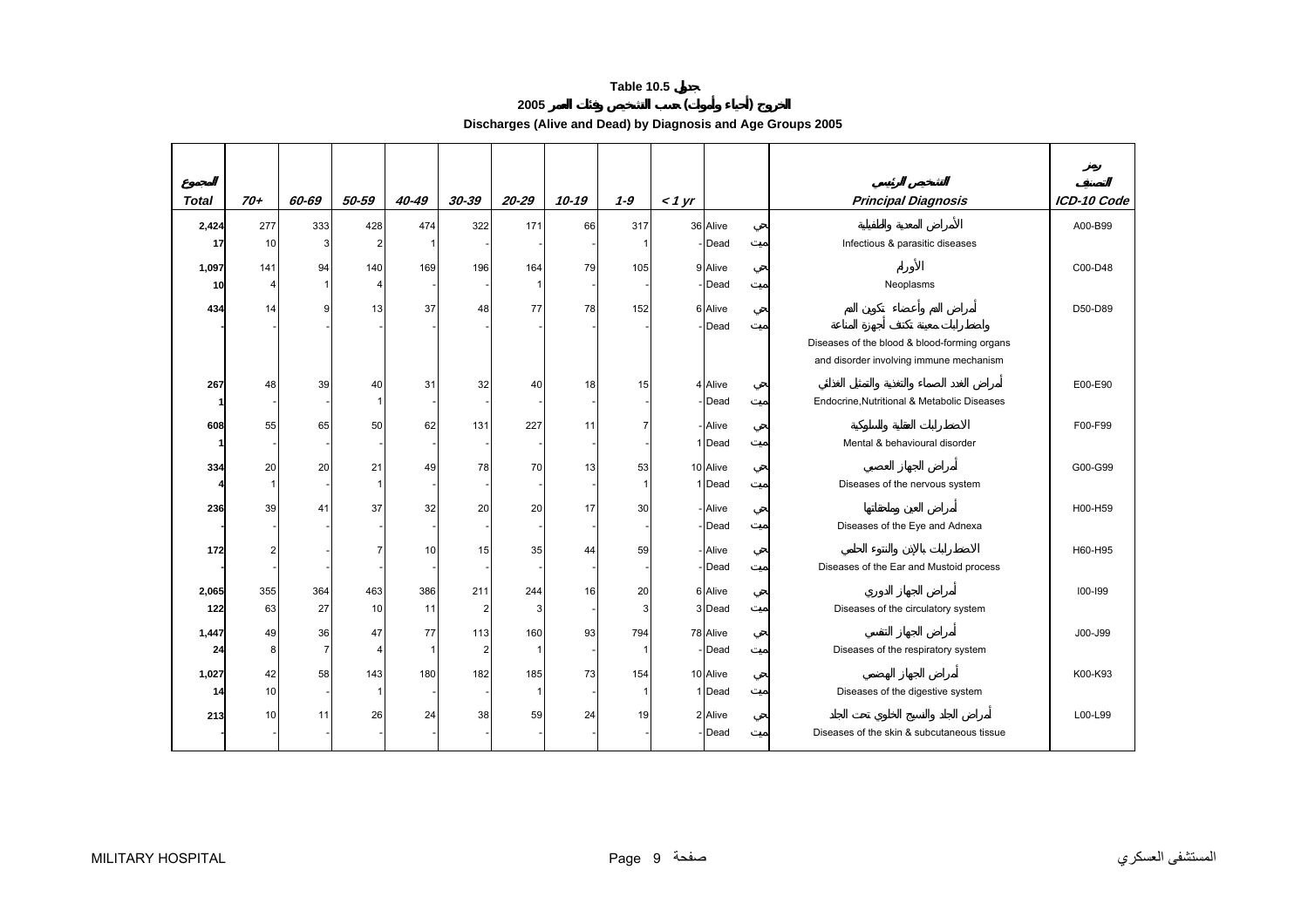**Table 10.5 جدول**

**2005 الخروج (أحياء وأموات) حسب التشخيص وفئات العمر**

**Discharges (Alive and Dead) by Diagnosis and Age Groups 2005**

| المجموع Total | 70+ | 60-69 | 50-59 | 40-49 | 30-39 | 20-29 | 10-19 | 1-9 | < 1 yr | | | التشخيص الرئيسي Principal Diagnosis | رمز التصنيف ICD-10 Code |
|---|---|---|---|---|---|---|---|---|---|---|---|---|---|
| 2,424 | 277 | 333 | 428 | 474 | 322 | 171 | 66 | 317 | 36 | Alive | حي | الأمراض المعدية والطفيلية | A00-B99 |
| 17 | 10 | 3 | 2 | 1 | - | - | - | 1 | - | Dead | ميت | Infectious & parasitic diseases | |
| 1,097 | 141 | 94 | 140 | 169 | 196 | 164 | 79 | 105 | 9 | Alive | حي | الأورام | C00-D48 |
| 10 | 4 | 1 | 4 | - | - | 1 | - | - | - | Dead | ميت | Neoplasms | |
| 434 | 14 | 9 | 13 | 37 | 48 | 77 | 78 | 152 | 6 | Alive | حي | أمراض الدم وأعضاء تكوين الدم واضطرابات معينة تكتنف أجهزة المناعة | D50-D89 |
| - | - | - | - | - | - | - | - | - | - | Dead | ميت | Diseases of the blood & blood-forming organs and disorder involving immune mechanism | |
| 267 | 48 | 39 | 40 | 31 | 32 | 40 | 18 | 15 | 4 | Alive | حي | أمراض الغدد الصماء والتغذية والتمثيل الغذائي | E00-E90 |
| 1 | - | - | 1 | - | - | - | - | - | - | Dead | ميت | Endocrine,Nutritional & Metabolic Diseases | |
| 608 | 55 | 65 | 50 | 62 | 131 | 227 | 11 | 7 | - | Alive | حي | الاضطرابات العقلية والسلوكية | F00-F99 |
| 1 | - | - | - | - | - | - | - | - | 1 | Dead | ميت | Mental & behavioural disorder | |
| 334 | 20 | 20 | 21 | 49 | 78 | 70 | 13 | 53 | 10 | Alive | حي | أمراض الجهاز العصبي | G00-G99 |
| 4 | 1 | - | 1 | - | - | - | - | 1 | 1 | Dead | ميت | Diseases of the nervous system | |
| 236 | 39 | 41 | 37 | 32 | 20 | 20 | 17 | 30 | - | Alive | حي | أمراض العين وملحقاتها | H00-H59 |
| - | - | - | - | - | - | - | - | - | - | Dead | ميت | Diseases of the Eye and Adnexa | |
| 172 | 2 | - | 7 | 10 | 15 | 35 | 44 | 59 | - | Alive | حي | الاضطرابات بالإذن والنتوء الحلمي | H60-H95 |
| - | - | - | - | - | - | - | - | - | - | Dead | ميت | Diseases of the Ear and Mustoid process | |
| 2,065 | 355 | 364 | 463 | 386 | 211 | 244 | 16 | 20 | 6 | Alive | حي | أمراض الجهاز الدوري | I00-I99 |
| 122 | 63 | 27 | 10 | 11 | 2 | 3 | - | 3 | 3 | Dead | ميت | Diseases of the circulatory system | |
| 1,447 | 49 | 36 | 47 | 77 | 113 | 160 | 93 | 794 | 78 | Alive | حي | أمراض الجهاز التنفسي | J00-J99 |
| 24 | 8 | 7 | 4 | 1 | 2 | 1 | - | 1 | - | Dead | ميت | Diseases of the respiratory system | |
| 1,027 | 42 | 58 | 143 | 180 | 182 | 185 | 73 | 154 | 10 | Alive | حي | أمراض الجهاز الهضمي | K00-K93 |
| 14 | 10 | - | 1 | - | - | 1 | - | 1 | 1 | Dead | ميت | Diseases of the digestive system | |
| 213 | 10 | 11 | 26 | 24 | 38 | 59 | 24 | 19 | 2 | Alive | حي | أمراض الجلد والنسيج الخلوي تحت الجلد | L00-L99 |
| - | - | - | - | - | - | - | - | - | - | Dead | ميت | Diseases of the skin & subcutaneous tissue | |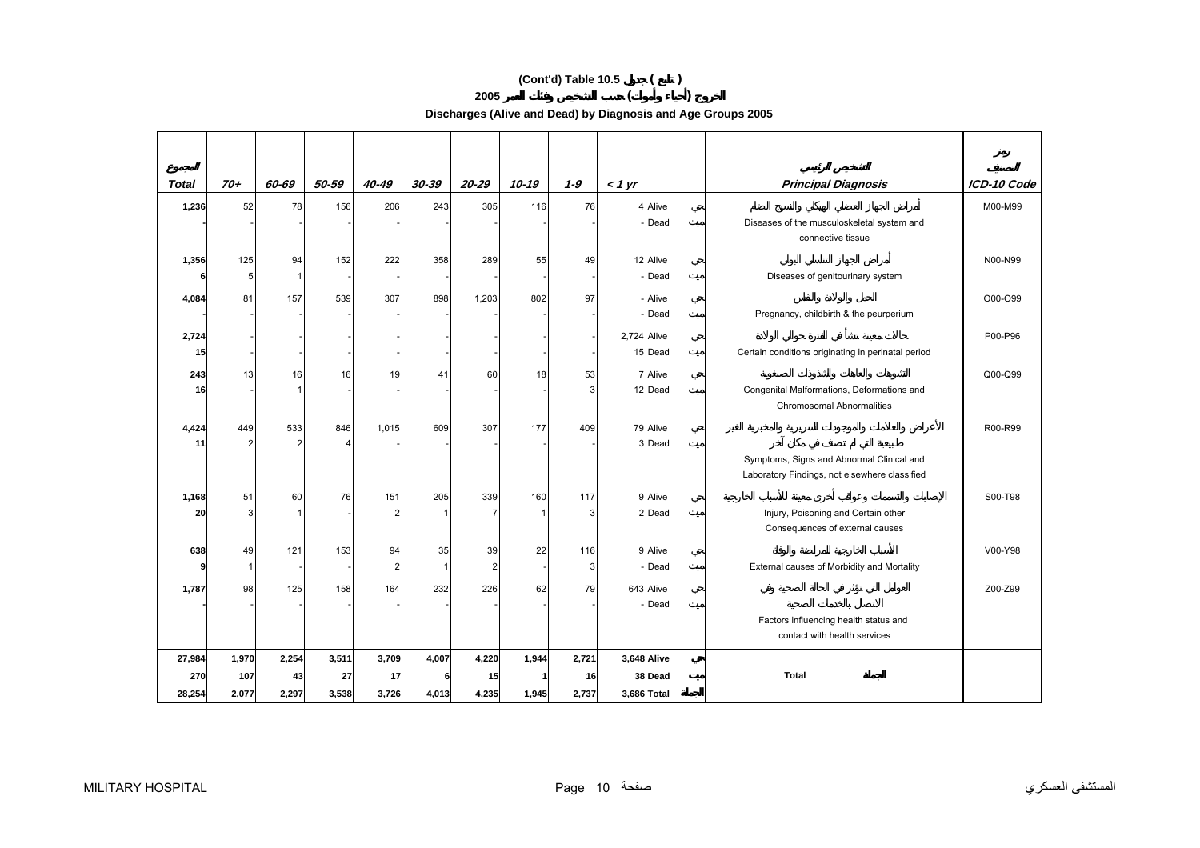# (Cont'd) Table 10.5 جدول ( تابع )

## الخروج (أحياء وأموات) حسب التشخيص وفئات العمر 2005

## Discharges (Alive and Dead) by Diagnosis and Age Groups 2005

| المجموع Total | 70+ | 60-69 | 50-59 | 40-49 | 30-39 | 20-29 | 10-19 | 1-9 | < 1 yr | | | التشخيص الرئيسي Principal Diagnosis | رمز التصنيف ICD-10 Code |
|---|---|---|---|---|---|---|---|---|---|---|---|---|---|
| 1,236 | 52 | 78 | 156 | 206 | 243 | 305 | 116 | 76 | 4 | Alive | حي | أمراض الجهاز العضلي الهيكلي والنسيج الضام Diseases of the musculoskeletal system and connective tissue | M00-M99 |
| - | - | - | - | - | - | - | - | - | - | Dead | ميت | | |
| 1,356 | 125 | 94 | 152 | 222 | 358 | 289 | 55 | 49 | 12 | Alive | حي | أمراض الجهاز التناسلي البولي Diseases of genitourinary system | N00-N99 |
| 6 | 5 | 1 | - | - | - | - | - | - | - | Dead | ميت | | |
| 4,084 | 81 | 157 | 539 | 307 | 898 | 1,203 | 802 | 97 | - | Alive | حي | الحمل والولادة والنفاس Pregnancy, childbirth & the peurperium | O00-O99 |
| - | - | - | - | - | - | - | - | - | - | Dead | ميت | | |
| 2,724 | - | - | - | - | - | - | - | - | 2,724 | Alive | حي | حالات معينة تنشأ في الفترة حوالي الولادة Certain conditions originating in perinatal period | P00-P96 |
| 15 | - | - | - | - | - | - | - | - | 15 | Dead | ميت | | |
| 243 | 13 | 16 | 16 | 19 | 41 | 60 | 18 | 53 | 7 | Alive | حي | التشوهات والعاهات والشذوذات الصبغوية Congenital Malformations, Deformations and Chromosomal Abnormalities | Q00-Q99 |
| 16 | - | 1 | - | - | - | - | - | 3 | 12 | Dead | ميت | | |
| 4,424 | 449 | 533 | 846 | 1,015 | 609 | 307 | 177 | 409 | 79 | Alive | حي | الأعراض والعلامات والموجودات السريرية والمخبرية الغير طبيعية التي لم تصنف في مكان آخر Symptoms, Signs and Abnormal Clinical and Laboratory Findings, not elsewhere classified | R00-R99 |
| 11 | 2 | 2 | 4 | - | - | - | - | - | 3 | Dead | ميت | | |
| 1,168 | 51 | 60 | 76 | 151 | 205 | 339 | 160 | 117 | 9 | Alive | حي | الإصابات والتسممات وعواقب أخرى معينة للأسباب الخارجية Injury, Poisoning and Certain other Consequences of external causes | S00-T98 |
| 20 | 3 | 1 | - | 2 | 1 | 7 | 1 | 3 | 2 | Dead | ميت | | |
| 638 | 49 | 121 | 153 | 94 | 35 | 39 | 22 | 116 | 9 | Alive | حي | الأسباب الخارجية للمراضة والوفاة External causes of Morbidity and Mortality | V00-Y98 |
| 9 | 1 | - | - | 2 | 1 | 2 | - | 3 | - | Dead | ميت | | |
| 1,787 | 98 | 125 | 158 | 164 | 232 | 226 | 62 | 79 | 643 | Alive | حي | العوامل التي تؤثر في الحالة الصحية وفي الاتصال بالخدمات الصحية Factors influencing health status and contact with health services | Z00-Z99 |
| - | - | - | - | - | - | - | - | - | - | Dead | ميت | | |
| **27,984** | **1,970** | **2,254** | **3,511** | **3,709** | **4,007** | **4,220** | **1,944** | **2,721** | **3,648** | **Alive** | حي | **Total** الجملة | |
| **270** | **107** | **43** | **27** | **17** | **6** | **15** | **1** | **16** | **38** | **Dead** | ميت | | |
| **28,254** | **2,077** | **2,297** | **3,538** | **3,726** | **4,013** | **4,235** | **1,945** | **2,737** | **3,686** | **Total** | الجملة | | |

MILITARY HOSPITAL المستشفى العسكري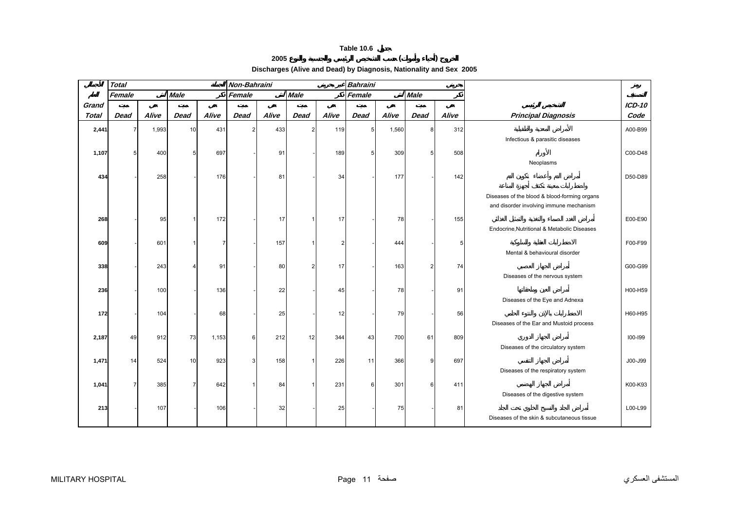**Table 10.6 جدول**

**الخروج (أحياء وأموات) حسب التشخيص الرئيسي والجنسية والنوع 2005**

**Discharges (Alive and Dead) by Diagnosis, Nationality and Sex 2005**

| الجملة | Total | | | | Non-Bahraini غير بحريني | | | | Bahraini بحريني | | | | | رمز التصنيف |
|---|---|---|---|---|---|---|---|---|---|---|---|---|---|---|
| | Female أنثى | | Male ذكر | | Female أنثى | | Male ذكر | | Female أنثى | | Male ذكر | | | |
| Grand Total الجملة | Dead ميت | Alive حي | Dead ميت | Alive حي | Dead ميت | Alive حي | Dead ميت | Alive حي | Dead ميت | Alive حي | Dead ميت | Alive حي | Principal Diagnosis التشخيص الرئيسي | ICD-10 Code |
| 2,441 | 7 | 1,993 | 10 | 431 | 2 | 433 | 2 | 119 | 5 | 1,560 | 8 | 312 | الأمراض المعدية والطفيلية<br>Infectious & parasitic diseases | A00-B99 |
| 1,107 | 5 | 400 | 5 | 697 | - | 91 | - | 189 | 5 | 309 | 5 | 508 | الأورام<br>Neoplasms | C00-D48 |
| 434 | - | 258 | - | 176 | - | 81 | - | 34 | - | 177 | - | 142 | أمراض الدم وأعضاء تكوين الدم واضطرابات معينة تكتنف أجهزة المناعة<br>Diseases of the blood & blood-forming organs and disorder involving immune mechanism | D50-D89 |
| 268 | - | 95 | 1 | 172 | - | 17 | 1 | 17 | - | 78 | - | 155 | أمراض الغدد الصماء والتغذية والتمثيل الغذائي<br>Endocrine,Nutritional & Metabolic Diseases | E00-E90 |
| 609 | - | 601 | 1 | 7 | - | 157 | 1 | 2 | - | 444 | - | 5 | الاضطرابات العقلية والسلوكية<br>Mental & behavioural disorder | F00-F99 |
| 338 | - | 243 | 4 | 91 | - | 80 | 2 | 17 | - | 163 | 2 | 74 | أمراض الجهاز العصبي<br>Diseases of the nervous system | G00-G99 |
| 236 | - | 100 | - | 136 | - | 22 | - | 45 | - | 78 | - | 91 | أمراض العين وملحقاتها<br>Diseases of the Eye and Adnexa | H00-H59 |
| 172 | - | 104 | - | 68 | - | 25 | - | 12 | - | 79 | - | 56 | الاضطرابات بالإذن والنتوء الحلمي<br>Diseases of the Ear and Mustoid process | H60-H95 |
| 2,187 | 49 | 912 | 73 | 1,153 | 6 | 212 | 12 | 344 | 43 | 700 | 61 | 809 | أمراض الجهاز الدوري<br>Diseases of the circulatory system | I00-I99 |
| 1,471 | 14 | 524 | 10 | 923 | 3 | 158 | 1 | 226 | 11 | 366 | 9 | 697 | أمراض الجهاز التنفسي<br>Diseases of the respiratory system | J00-J99 |
| 1,041 | 7 | 385 | 7 | 642 | 1 | 84 | 1 | 231 | 6 | 301 | 6 | 411 | أمراض الجهاز الهضمي<br>Diseases of the digestive system | K00-K93 |
| 213 | - | 107 | - | 106 | - | 32 | - | 25 | - | 75 | - | 81 | أمراض الجلد والنسيج الخلوي تحت الجلد<br>Diseases of the skin & subcutaneous tissue | L00-L99 |

MILITARY HOSPITAL المستشفى العسكري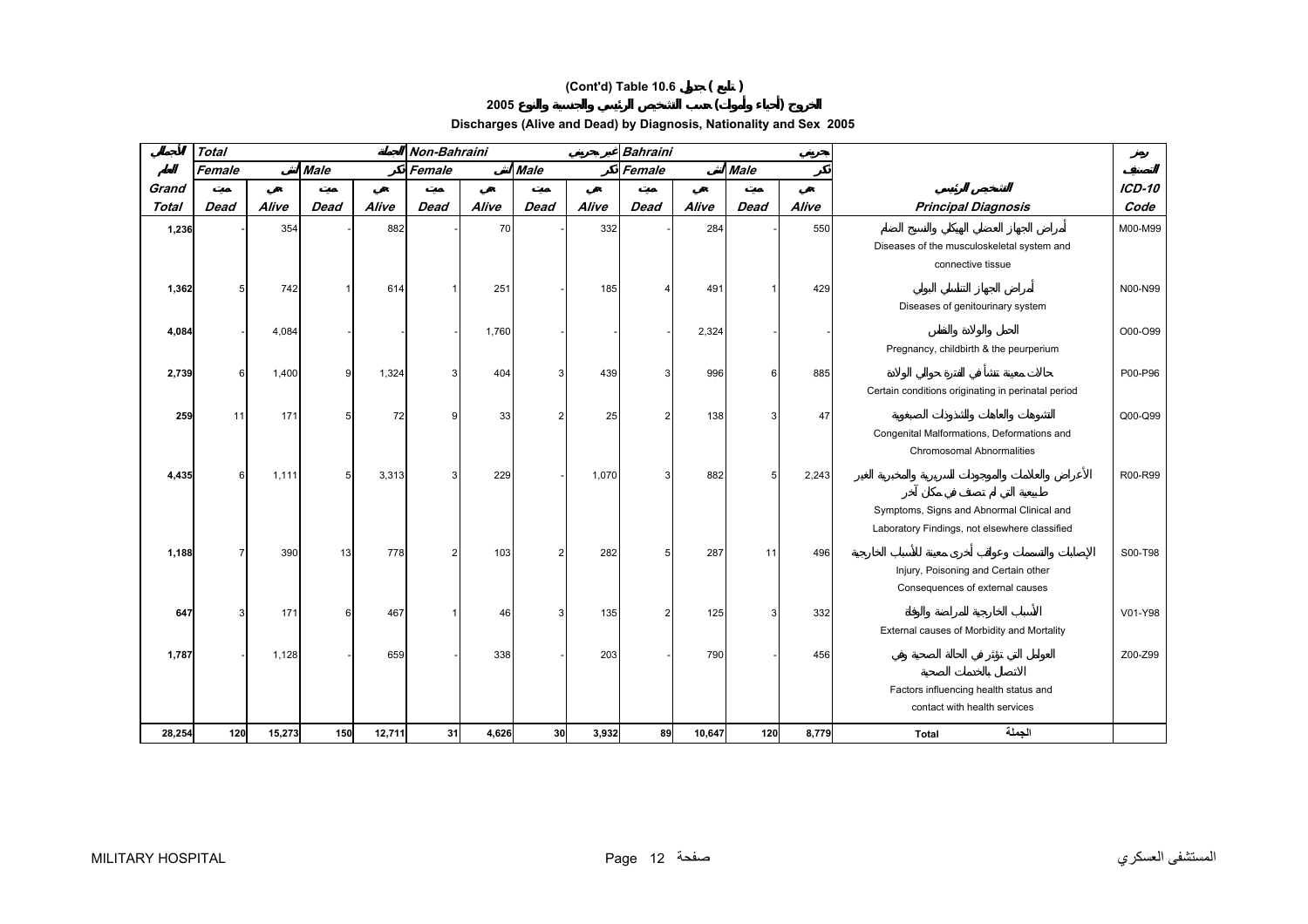# (Cont'd) Table 10.6 جدول ( تابع )

## الخروج (أحياء وأموات) حسب التشخيص الرئيسي والجنسية والنوع 2005

## Discharges (Alive and Dead) by Diagnosis, Nationality and Sex 2005

| الجملة | Total | | | | Non-Bahraini غير بحريني | | | | Bahraini بحريني | | | | | رمز |
|---|---|---|---|---|---|---|---|---|---|---|---|---|---|---|
| العام | Female أنثى | | Male ذكر | | Female أنثى | | Male ذكر | | Female أنثى | | Male ذكر | | | التصنيف |
| Grand Total | ميت Dead | حي Alive | ميت Dead | حي Alive | ميت Dead | حي Alive | ميت Dead | حي Alive | ميت Dead | حي Alive | ميت Dead | حي Alive | التشخيص الرئيسي Principal Diagnosis | ICD-10 Code |
| 1,236 | - | 354 | - | 882 | - | 70 | - | 332 | - | 284 | - | 550 | أمراض الجهاز العضلي الهيكلي والنسيج الضام Diseases of the musculoskeletal system and connective tissue | M00-M99 |
| 1,362 | 5 | 742 | 1 | 614 | 1 | 251 | - | 185 | 4 | 491 | 1 | 429 | أمراض الجهاز التناسلي البولي Diseases of genitourinary system | N00-N99 |
| 4,084 | - | 4,084 | - | - | - | 1,760 | - | - | - | 2,324 | - | - | الحمل والولادة والنفاس Pregnancy, childbirth & the peurperium | O00-O99 |
| 2,739 | 6 | 1,400 | 9 | 1,324 | 3 | 404 | 3 | 439 | 3 | 996 | 6 | 885 | حالات معينة تنشأ في الفترة حوالي الولادة Certain conditions originating in perinatal period | P00-P96 |
| 259 | 11 | 171 | 5 | 72 | 9 | 33 | 2 | 25 | 2 | 138 | 3 | 47 | التشوهات والعاهات والشذوذات الصبغوية Congenital Malformations, Deformations and Chromosomal Abnormalities | Q00-Q99 |
| 4,435 | 6 | 1,111 | 5 | 3,313 | 3 | 229 | - | 1,070 | 3 | 882 | 5 | 2,243 | الأعراض والعلامات والموجودات السريرية والمخبرية الغير طبيعية التي لم تصنف في مكان آخر Symptoms, Signs and Abnormal Clinical and Laboratory Findings, not elsewhere classified | R00-R99 |
| 1,188 | 7 | 390 | 13 | 778 | 2 | 103 | 2 | 282 | 5 | 287 | 11 | 496 | الإصابات والتسممات وعواقب أخرى معينة للأسباب الخارجية Injury, Poisoning and Certain other Consequences of external causes | S00-T98 |
| 647 | 3 | 171 | 6 | 467 | 1 | 46 | 3 | 135 | 2 | 125 | 3 | 332 | الأسباب الخارجية للمراضة والوفاة External causes of Morbidity and Mortality | V01-Y98 |
| 1,787 | - | 1,128 | - | 659 | - | 338 | - | 203 | - | 790 | - | 456 | العوامل التي تؤثر في الحالة الصحية وفي الاتصال بالخدمات الصحية Factors influencing health status and contact with health services | Z00-Z99 |
| 28,254 | 120 | 15,273 | 150 | 12,711 | 31 | 4,626 | 30 | 3,932 | 89 | 10,647 | 120 | 8,779 | Total الجملة | |

MILITARY HOSPITAL المستشفى العسكري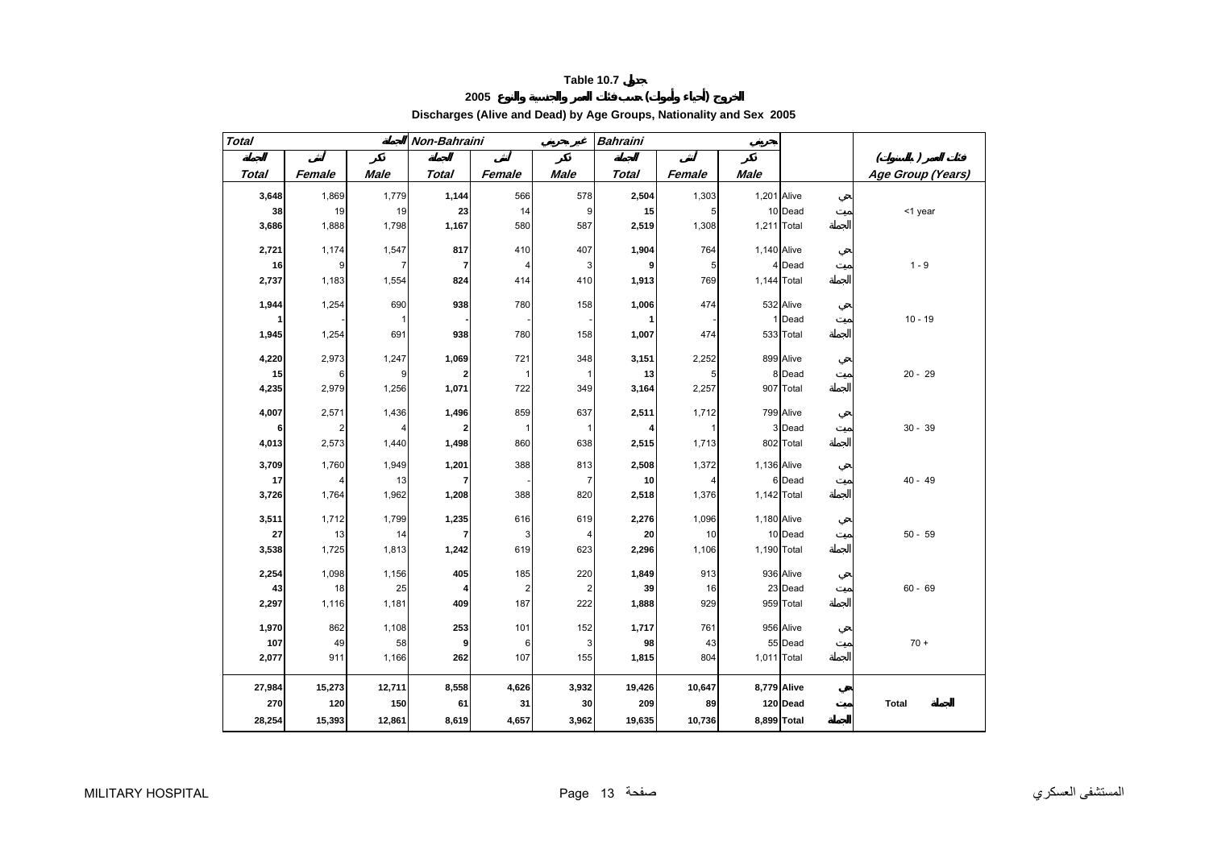# Table 10.7 جدول

## الخروج (أحياء وأموات) حسب فئات العمر والجنسية والنوع 2005

## Discharges (Alive and Dead) by Age Groups, Nationality and Sex 2005

| Total | | | Non-Bahraini | | | Bahraini | | | | |
|---|---|---|---|---|---|---|---|---|---|---|
| الجملة | أنثى | ذكر | الجملة | أنثى | ذكر | الجملة | أنثى | ذكر | | فئات العمر (بالسنوات) |
| Total | Female | Male | Total | Female | Male | Total | Female | Male | | Age Group (Years) |
| **3,648** | 1,869 | 1,779 | **1,144** | 566 | 578 | **2,504** | 1,303 | 1,201 | Alive حي | |
| **38** | 19 | 19 | **23** | 14 | 9 | **15** | 5 | 10 | Dead ميت | <1 year |
| **3,686** | 1,888 | 1,798 | **1,167** | 580 | 587 | **2,519** | 1,308 | 1,211 | Total الجملة | |
| **2,721** | 1,174 | 1,547 | **817** | 410 | 407 | **1,904** | 764 | 1,140 | Alive حي | |
| **16** | 9 | 7 | **7** | 4 | 3 | **9** | 5 | 4 | Dead ميت | 1 - 9 |
| **2,737** | 1,183 | 1,554 | **824** | 414 | 410 | **1,913** | 769 | 1,144 | Total الجملة | |
| **1,944** | 1,254 | 690 | **938** | 780 | 158 | **1,006** | 474 | 532 | Alive حي | |
| **1** | - | 1 | **-** | - | - | **1** | - | 1 | Dead ميت | 10 - 19 |
| **1,945** | 1,254 | 691 | **938** | 780 | 158 | **1,007** | 474 | 533 | Total الجملة | |
| **4,220** | 2,973 | 1,247 | **1,069** | 721 | 348 | **3,151** | 2,252 | 899 | Alive حي | |
| **15** | 6 | 9 | **2** | 1 | 1 | **13** | 5 | 8 | Dead ميت | 20 - 29 |
| **4,235** | 2,979 | 1,256 | **1,071** | 722 | 349 | **3,164** | 2,257 | 907 | Total الجملة | |
| **4,007** | 2,571 | 1,436 | **1,496** | 859 | 637 | **2,511** | 1,712 | 799 | Alive حي | |
| **6** | 2 | 4 | **2** | 1 | 1 | **4** | 1 | 3 | Dead ميت | 30 - 39 |
| **4,013** | 2,573 | 1,440 | **1,498** | 860 | 638 | **2,515** | 1,713 | 802 | Total الجملة | |
| **3,709** | 1,760 | 1,949 | **1,201** | 388 | 813 | **2,508** | 1,372 | 1,136 | Alive حي | |
| **17** | 4 | 13 | **7** | - | 7 | **10** | 4 | 6 | Dead ميت | 40 - 49 |
| **3,726** | 1,764 | 1,962 | **1,208** | 388 | 820 | **2,518** | 1,376 | 1,142 | Total الجملة | |
| **3,511** | 1,712 | 1,799 | **1,235** | 616 | 619 | **2,276** | 1,096 | 1,180 | Alive حي | |
| **27** | 13 | 14 | **7** | 3 | 4 | **20** | 10 | 10 | Dead ميت | 50 - 59 |
| **3,538** | 1,725 | 1,813 | **1,242** | 619 | 623 | **2,296** | 1,106 | 1,190 | Total الجملة | |
| **2,254** | 1,098 | 1,156 | **405** | 185 | 220 | **1,849** | 913 | 936 | Alive حي | |
| **43** | 18 | 25 | **4** | 2 | 2 | **39** | 16 | 23 | Dead ميت | 60 - 69 |
| **2,297** | 1,116 | 1,181 | **409** | 187 | 222 | **1,888** | 929 | 959 | Total الجملة | |
| **1,970** | 862 | 1,108 | **253** | 101 | 152 | **1,717** | 761 | 956 | Alive حي | |
| **107** | 49 | 58 | **9** | 6 | 3 | **98** | 43 | 55 | Dead ميت | 70 + |
| **2,077** | 911 | 1,166 | **262** | 107 | 155 | **1,815** | 804 | 1,011 | Total الجملة | |
| **27,984** | **15,273** | **12,711** | **8,558** | **4,626** | **3,932** | **19,426** | **10,647** | **8,779** | **Alive حي** | |
| **270** | **120** | **150** | **61** | **31** | **30** | **209** | **89** | **120** | **Dead ميت** | **Total الجملة** |
| **28,254** | **15,393** | **12,861** | **8,619** | **4,657** | **3,962** | **19,635** | **10,736** | **8,899** | **Total الجملة** | |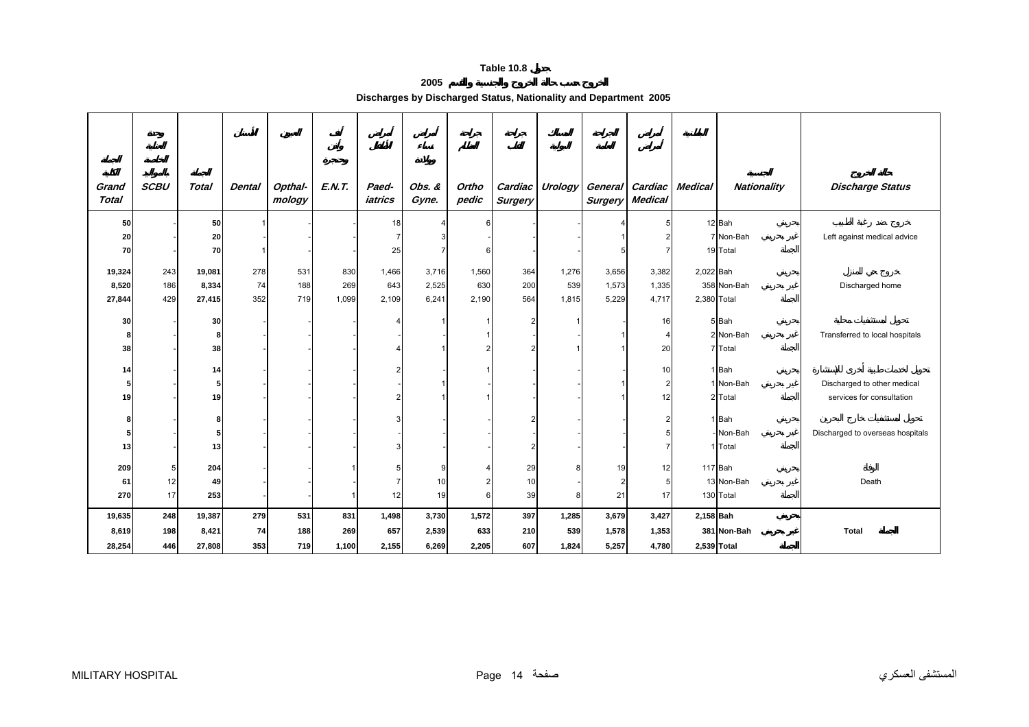# Table 10.8 جدول

## الخروج حسب حالة الخروج والجنسية والقسم 2005

## Discharges by Discharged Status, Nationality and Department 2005

| الجملة الكلية Grand Total | وحدة العناية الخاصة بالمواليد SCBU | الجملة Total | الأسنان Dental | العيون Opthal-mology | أنف وأذن وحنجرة E.N.T. | أمراض الأطفال Paed-iatrics | أمراض نساء وولادة Obs. & Gyne. | جراحة العظام Ortho pedic | جراحة القلب Cardiac Surgery | المسالك البولية Urology | الجراحة العامة General Surgery | أمراض القلب Cardiac Medical | الباطنية Medical | الجنسية Nationality | | حالة الخروج Discharge Status |
|---|---|---|---|---|---|---|---|---|---|---|---|---|---|---|---|---|
| 50 | - | 50 | 1 | - | - | 18 | 4 | 6 | - | - | 4 | 5 | 12 | Bah | بحريني | خروج ضد رغبة الطبيب |
| 20 | - | 20 | - | - | - | 7 | 3 | - | - | - | 1 | 2 | 7 | Non-Bah | غير بحريني | Left against medical advice |
| 70 | - | 70 | 1 | - | - | 25 | 7 | 6 | - | - | 5 | 7 | 19 | Total | الجملة | |
| 19,324 | 243 | 19,081 | 278 | 531 | 830 | 1,466 | 3,716 | 1,560 | 364 | 1,276 | 3,656 | 3,382 | 2,022 | Bah | بحريني | خروج حي للمنزل |
| 8,520 | 186 | 8,334 | 74 | 188 | 269 | 643 | 2,525 | 630 | 200 | 539 | 1,573 | 1,335 | 358 | Non-Bah | غير بحريني | Discharged home |
| 27,844 | 429 | 27,415 | 352 | 719 | 1,099 | 2,109 | 6,241 | 2,190 | 564 | 1,815 | 5,229 | 4,717 | 2,380 | Total | الجملة | |
| 30 | - | 30 | - | - | - | 4 | 1 | 1 | 2 | 1 | - | 16 | 5 | Bah | بحريني | تحويل لمستشفيات محلية |
| 8 | - | 8 | - | - | - | - | - | 1 | - | - | 1 | 4 | 2 | Non-Bah | غير بحريني | Transferred to local hospitals |
| 38 | - | 38 | - | - | - | 4 | 1 | 2 | 2 | 1 | 1 | 20 | 7 | Total | الجملة | |
| 14 | - | 14 | - | - | - | 2 | - | 1 | - | - | - | 10 | 1 | Bah | بحريني | تحويل لخدمات طبية أخرى للإستشارة |
| 5 | - | 5 | - | - | - | - | 1 | - | - | - | 1 | 2 | 1 | Non-Bah | غير بحريني | Discharged to other medical services for consultation |
| 19 | - | 19 | - | - | - | 2 | 1 | 1 | - | - | 1 | 12 | 2 | Total | الجملة | |
| 8 | - | 8 | - | - | - | 3 | - | - | 2 | - | - | 2 | 1 | Bah | بحريني | تحويل لمستشفيات خارج البحرين |
| 5 | - | 5 | - | - | - | - | - | - | - | - | - | 5 | - | Non-Bah | غير بحريني | Discharged to overseas hospitals |
| 13 | - | 13 | - | - | - | 3 | - | - | 2 | - | - | 7 | 1 | Total | الجملة | |
| 209 | 5 | 204 | - | - | 1 | 5 | 9 | 4 | 29 | 8 | 19 | 12 | 117 | Bah | بحريني | الوفاة |
| 61 | 12 | 49 | - | - | - | 7 | 10 | 2 | 10 | - | 2 | 5 | 13 | Non-Bah | غير بحريني | Death |
| 270 | 17 | 253 | - | - | 1 | 12 | 19 | 6 | 39 | 8 | 21 | 17 | 130 | Total | الجملة | |
| **19,635** | **248** | **19,387** | **279** | **531** | **831** | **1,498** | **3,730** | **1,572** | **397** | **1,285** | **3,679** | **3,427** | **2,158** | **Bah** | **بحريني** | |
| **8,619** | **198** | **8,421** | **74** | **188** | **269** | **657** | **2,539** | **633** | **210** | **539** | **1,578** | **1,353** | **381** | **Non-Bah** | **غير بحريني** | **Total الجملة** |
| **28,254** | **446** | **27,808** | **353** | **719** | **1,100** | **2,155** | **6,269** | **2,205** | **607** | **1,824** | **5,257** | **4,780** | **2,539** | **Total** | **الجملة** | |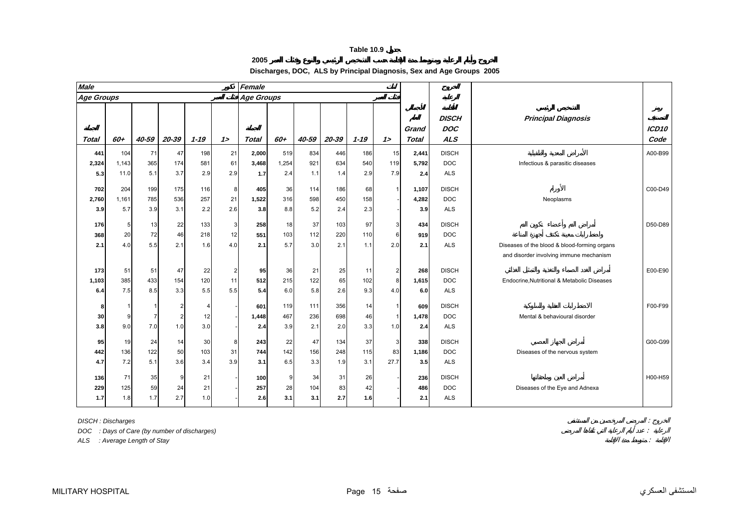**Table 10.9 جدول**

**الخروج وأيام الرعاية ومتوسط مدة الإقامة حسب التشخيص الرئيسي والنوع وفئات العمر 2005**

**Discharges, DOC, ALS by Principal Diagnosis, Sex and Age Groups 2005**

| Male ذكور | | | | | | Female إناث | | | | | | | | | | |
|---|---|---|---|---|---|---|---|---|---|---|---|---|---|---|---|---|
| Age Groups فئات العمر | | | | | | Age Groups فئات العمر | | | | | | | | | | |
| الجملة Total | 60+ | 40-59 | 20-39 | 1-19 | 1> | الجملة Total | 60+ | 40-59 | 20-39 | 1-19 | 1> | الإجمالي العام Grand Total | الخروج الرعاية الإقامة DISCH DOC ALS | | التشخيص الرئيسي Principal Diagnosis | رمز التصنيف ICD10 Code |
| 441 | 104 | 71 | 47 | 198 | 21 | 2,000 | 519 | 834 | 446 | 186 | 15 | 2,441 | DISCH | | الأمراض المعدية والطفيلية | A00-B99 |
| 2,324 | 1,143 | 365 | 174 | 581 | 61 | 3,468 | 1,254 | 921 | 634 | 540 | 119 | 5,792 | DOC | | Infectious & parasitic diseases | |
| 5.3 | 11.0 | 5.1 | 3.7 | 2.9 | 2.9 | 1.7 | 2.4 | 1.1 | 1.4 | 2.9 | 7.9 | 2.4 | ALS | | | |
| 702 | 204 | 199 | 175 | 116 | 8 | 405 | 36 | 114 | 186 | 68 | 1 | 1,107 | DISCH | | الأورام | C00-D49 |
| 2,760 | 1,161 | 785 | 536 | 257 | 21 | 1,522 | 316 | 598 | 450 | 158 | - | 4,282 | DOC | | Neoplasms | |
| 3.9 | 5.7 | 3.9 | 3.1 | 2.2 | 2.6 | 3.8 | 8.8 | 5.2 | 2.4 | 2.3 | - | 3.9 | ALS | | | |
| 176 | 5 | 13 | 22 | 133 | 3 | 258 | 18 | 37 | 103 | 97 | 3 | 434 | DISCH | | أمراض الدم وأعضاء تكوين الدم واضطرابات معينة تكتنف أجهزة المناعة | D50-D89 |
| 368 | 20 | 72 | 46 | 218 | 12 | 551 | 103 | 112 | 220 | 110 | 6 | 919 | DOC | | Diseases of the blood & blood-forming organs and disorder involving immune mechanism | |
| 2.1 | 4.0 | 5.5 | 2.1 | 1.6 | 4.0 | 2.1 | 5.7 | 3.0 | 2.1 | 1.1 | 2.0 | 2.1 | ALS | | | |
| 173 | 51 | 51 | 47 | 22 | 2 | 95 | 36 | 21 | 25 | 11 | 2 | 268 | DISCH | | أمراض الغدد الصماء والتغذية والتمثيل الغذائي | E00-E90 |
| 1,103 | 385 | 433 | 154 | 120 | 11 | 512 | 215 | 122 | 65 | 102 | 8 | 1,615 | DOC | | Endocrine,Nutritional & Metabolic Diseases | |
| 6.4 | 7.5 | 8.5 | 3.3 | 5.5 | 5.5 | 5.4 | 6.0 | 5.8 | 2.6 | 9.3 | 4.0 | 6.0 | ALS | | | |
| 8 | 1 | 1 | 2 | 4 | - | 601 | 119 | 111 | 356 | 14 | 1 | 609 | DISCH | | الاضطرابات العقلية والسلوكية | F00-F99 |
| 30 | 9 | 7 | 2 | 12 | - | 1,448 | 467 | 236 | 698 | 46 | 1 | 1,478 | DOC | | Mental & behavioural disorder | |
| 3.8 | 9.0 | 7.0 | 1.0 | 3.0 | - | 2.4 | 3.9 | 2.1 | 2.0 | 3.3 | 1.0 | 2.4 | ALS | | | |
| 95 | 19 | 24 | 14 | 30 | 8 | 243 | 22 | 47 | 134 | 37 | 3 | 338 | DISCH | | أمراض الجهاز العصبي | G00-G99 |
| 442 | 136 | 122 | 50 | 103 | 31 | 744 | 142 | 156 | 248 | 115 | 83 | 1,186 | DOC | | Diseases of the nervous system | |
| 4.7 | 7.2 | 5.1 | 3.6 | 3.4 | 3.9 | 3.1 | 6.5 | 3.3 | 1.9 | 3.1 | 27.7 | 3.5 | ALS | | | |
| 136 | 71 | 35 | 9 | 21 | - | 100 | 9 | 34 | 31 | 26 | - | 236 | DISCH | | أمراض العين وملحقاتها | H00-H59 |
| 229 | 125 | 59 | 24 | 21 | - | 257 | 28 | 104 | 83 | 42 | - | 486 | DOC | | Diseases of the Eye and Adnexa | |
| 1.7 | 1.8 | 1.7 | 2.7 | 1.0 | - | 2.6 | 3.1 | 3.1 | 2.7 | 1.6 | - | 2.1 | ALS | | | |

*DISCH : Discharges* — الخروج : المرضى المرخصين من المستشفى

*DOC : Days of Care (by number of discharges)* — الرعاية : عدد أيام الرعاية التي تلقاها المرضى

*ALS : Average Length of Stay* — الإقامة : متوسط مدة الإقامة

MILITARY HOSPITAL — المستشفى العسكري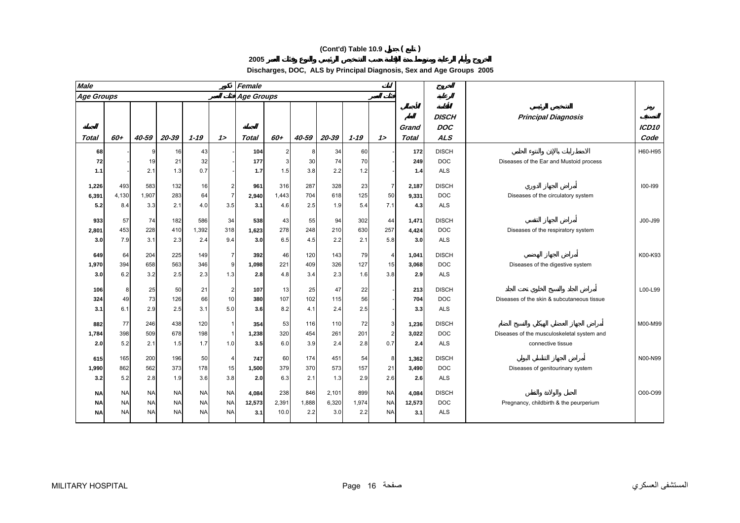# (Cont'd) Table 10.9 جدول ( تابع )

## الخروج وأيام الرعاية ومتوسط مدة الإقامة حسب التشخيص الرئيسي والنوع وفئات العمر 2005

## Discharges, DOC, ALS by Principal Diagnosis, Sex and Age Groups 2005

| Male تكور | | | | | | Female اناث | | | | | | | الخروج الرعاية الإقامة | | |
|---|---|---|---|---|---|---|---|---|---|---|---|---|---|---|---|
| Age Groups فئات العمر | | | | | | Age Groups فئات العمر | | | | | | الاجمالي العام | | التشخيص الرئيسي | رمز التصنيف |
| الجملة Total | 60+ | 40-59 | 20-39 | 1-19 | 1> | الجملة Total | 60+ | 40-59 | 20-39 | 1-19 | 1> | Grand Total | DISCH DOC ALS | Principal Diagnosis | ICD10 Code |
| 68 | - | 9 | 16 | 43 | - | 104 | 2 | 8 | 34 | 60 | - | 172 | DISCH | الاضطرابات بالإذن والنتوء الحلمي | H60-H95 |
| 72 | - | 19 | 21 | 32 | - | 177 | 3 | 30 | 74 | 70 | - | 249 | DOC | Diseases of the Ear and Mustoid process | |
| 1.1 | - | 2.1 | 1.3 | 0.7 | - | 1.7 | 1.5 | 3.8 | 2.2 | 1.2 | - | 1.4 | ALS | | |
| 1,226 | 493 | 583 | 132 | 16 | 2 | 961 | 316 | 287 | 328 | 23 | 7 | 2,187 | DISCH | أمراض الجهاز الدوري | I00-I99 |
| 6,391 | 4,130 | 1,907 | 283 | 64 | 7 | 2,940 | 1,443 | 704 | 618 | 125 | 50 | 9,331 | DOC | Diseases of the circulatory system | |
| 5.2 | 8.4 | 3.3 | 2.1 | 4.0 | 3.5 | 3.1 | 4.6 | 2.5 | 1.9 | 5.4 | 7.1 | 4.3 | ALS | | |
| 933 | 57 | 74 | 182 | 586 | 34 | 538 | 43 | 55 | 94 | 302 | 44 | 1,471 | DISCH | أمراض الجهاز التنفسي | J00-J99 |
| 2,801 | 453 | 228 | 410 | 1,392 | 318 | 1,623 | 278 | 248 | 210 | 630 | 257 | 4,424 | DOC | Diseases of the respiratory system | |
| 3.0 | 7.9 | 3.1 | 2.3 | 2.4 | 9.4 | 3.0 | 6.5 | 4.5 | 2.2 | 2.1 | 5.8 | 3.0 | ALS | | |
| 649 | 64 | 204 | 225 | 149 | 7 | 392 | 46 | 120 | 143 | 79 | 4 | 1,041 | DISCH | أمراض الجهاز الهضمي | K00-K93 |
| 1,970 | 394 | 658 | 563 | 346 | 9 | 1,098 | 221 | 409 | 326 | 127 | 15 | 3,068 | DOC | Diseases of the digestive system | |
| 3.0 | 6.2 | 3.2 | 2.5 | 2.3 | 1.3 | 2.8 | 4.8 | 3.4 | 2.3 | 1.6 | 3.8 | 2.9 | ALS | | |
| 106 | 8 | 25 | 50 | 21 | 2 | 107 | 13 | 25 | 47 | 22 | - | 213 | DISCH | أمراض الجلد والنسيج الخلوي تحت الجلد | L00-L99 |
| 324 | 49 | 73 | 126 | 66 | 10 | 380 | 107 | 102 | 115 | 56 | - | 704 | DOC | Diseases of the skin & subcutaneous tissue | |
| 3.1 | 6.1 | 2.9 | 2.5 | 3.1 | 5.0 | 3.6 | 8.2 | 4.1 | 2.4 | 2.5 | - | 3.3 | ALS | | |
| 882 | 77 | 246 | 438 | 120 | 1 | 354 | 53 | 116 | 110 | 72 | 3 | 1,236 | DISCH | أمراض الجهاز العضلي الهيكلي والنسيج الضام | M00-M99 |
| 1,784 | 398 | 509 | 678 | 198 | 1 | 1,238 | 320 | 454 | 261 | 201 | 2 | 3,022 | DOC | Diseases of the musculoskeletal system and connective tissue | |
| 2.0 | 5.2 | 2.1 | 1.5 | 1.7 | 1.0 | 3.5 | 6.0 | 3.9 | 2.4 | 2.8 | 0.7 | 2.4 | ALS | | |
| 615 | 165 | 200 | 196 | 50 | 4 | 747 | 60 | 174 | 451 | 54 | 8 | 1,362 | DISCH | أمراض الجهاز التناسلي البولي | N00-N99 |
| 1,990 | 862 | 562 | 373 | 178 | 15 | 1,500 | 379 | 370 | 573 | 157 | 21 | 3,490 | DOC | Diseases of genitourinary system | |
| 3.2 | 5.2 | 2.8 | 1.9 | 3.6 | 3.8 | 2.0 | 6.3 | 2.1 | 1.3 | 2.9 | 2.6 | 2.6 | ALS | | |
| NA | NA | NA | NA | NA | NA | 4,084 | 238 | 846 | 2,101 | 899 | NA | 4,084 | DISCH | الحمل والولادة والنفاس | O00-O99 |
| NA | NA | NA | NA | NA | NA | 12,573 | 2,391 | 1,888 | 6,320 | 1,974 | NA | 12,573 | DOC | Pregnancy, childbirth & the peurperium | |
| NA | NA | NA | NA | NA | NA | 3.1 | 10.0 | 2.2 | 3.0 | 2.2 | NA | 3.1 | ALS | | |

MILITARY HOSPITAL المستشفى العسكري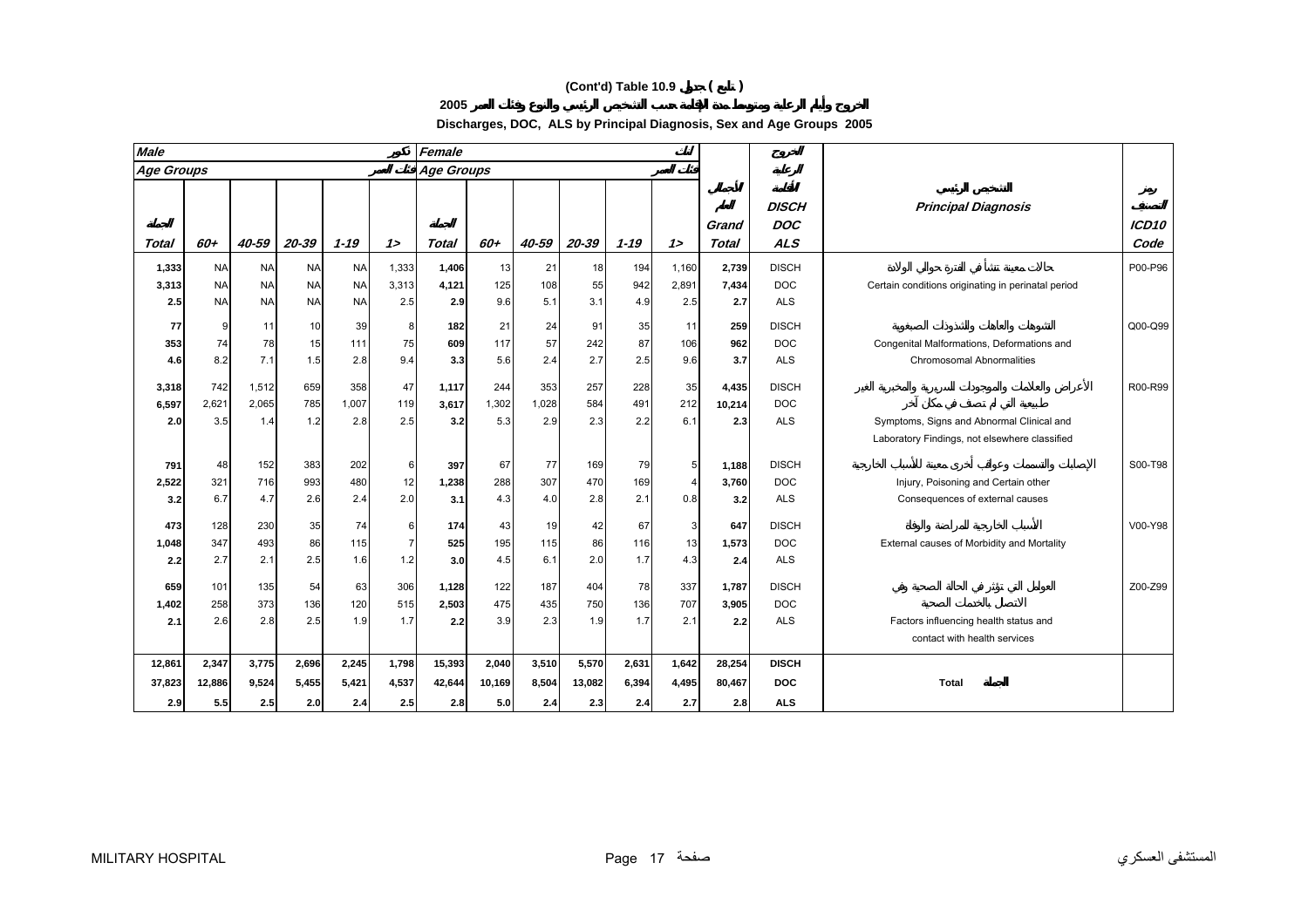# (Cont'd) Table 10.9 جدول ( تابع )

## الخروج وأيام الرعاية ومتوسط مدة الإقامة حسب التشخيص الرئيسي والنوع وفئات العمر 2005

## Discharges, DOC, ALS by Principal Diagnosis, Sex and Age Groups 2005

| Male ذكور | | | | | | Female إناث | | | | | | | الخروج | | |
|---|---|---|---|---|---|---|---|---|---|---|---|---|---|---|---|
| Age Groups فئات العمر | | | | | | Age Groups فئات العمر | | | | | | الجملة العامة | الرعاية الإقامة | التشخيص الرئيسي | رمز التصنيف |
| الجملة Total | 60+ | 40-59 | 20-39 | 1-19 | 1> | الجملة Total | 60+ | 40-59 | 20-39 | 1-19 | 1> | Grand Total | DISCH DOC ALS | Principal Diagnosis | ICD10 Code |
| 1,333 | NA | NA | NA | NA | 1,333 | 1,406 | 13 | 21 | 18 | 194 | 1,160 | 2,739 | DISCH | حالات معينة تنشأ في الفترة حوالي الولادة | P00-P96 |
| 3,313 | NA | NA | NA | NA | 3,313 | 4,121 | 125 | 108 | 55 | 942 | 2,891 | 7,434 | DOC | Certain conditions originating in perinatal period | |
| 2.5 | NA | NA | NA | NA | 2.5 | 2.9 | 9.6 | 5.1 | 3.1 | 4.9 | 2.5 | 2.7 | ALS | | |
| 77 | 9 | 11 | 10 | 39 | 8 | 182 | 21 | 24 | 91 | 35 | 11 | 259 | DISCH | التشوهات والعاهات والشذوذات الصبغوية | Q00-Q99 |
| 353 | 74 | 78 | 15 | 111 | 75 | 609 | 117 | 57 | 242 | 87 | 106 | 962 | DOC | Congenital Malformations, Deformations and | |
| 4.6 | 8.2 | 7.1 | 1.5 | 2.8 | 9.4 | 3.3 | 5.6 | 2.4 | 2.7 | 2.5 | 9.6 | 3.7 | ALS | Chromosomal Abnormalities | |
| 3,318 | 742 | 1,512 | 659 | 358 | 47 | 1,117 | 244 | 353 | 257 | 228 | 35 | 4,435 | DISCH | الأعراض والعلامات والموجودات السريرية والمختبرية الغير طبيعية التي لم تصنف في مكان آخر | R00-R99 |
| 6,597 | 2,621 | 2,065 | 785 | 1,007 | 119 | 3,617 | 1,302 | 1,028 | 584 | 491 | 212 | 10,214 | DOC | Symptoms, Signs and Abnormal Clinical and | |
| 2.0 | 3.5 | 1.4 | 1.2 | 2.8 | 2.5 | 3.2 | 5.3 | 2.9 | 2.3 | 2.2 | 6.1 | 2.3 | ALS | Laboratory Findings, not elsewhere classified | |
| 791 | 48 | 152 | 383 | 202 | 6 | 397 | 67 | 77 | 169 | 79 | 5 | 1,188 | DISCH | الإصابات والتسممات وعواقب أخرى معينة للأسباب الخارجية | S00-T98 |
| 2,522 | 321 | 716 | 993 | 480 | 12 | 1,238 | 288 | 307 | 470 | 169 | 4 | 3,760 | DOC | Injury, Poisoning and Certain other | |
| 3.2 | 6.7 | 4.7 | 2.6 | 2.4 | 2.0 | 3.1 | 4.3 | 4.0 | 2.8 | 2.1 | 0.8 | 3.2 | ALS | Consequences of external causes | |
| 473 | 128 | 230 | 35 | 74 | 6 | 174 | 43 | 19 | 42 | 67 | 3 | 647 | DISCH | الأسباب الخارجية للمراضة والوفاة | V00-Y98 |
| 1,048 | 347 | 493 | 86 | 115 | 7 | 525 | 195 | 115 | 86 | 116 | 13 | 1,573 | DOC | External causes of Morbidity and Mortality | |
| 2.2 | 2.7 | 2.1 | 2.5 | 1.6 | 1.2 | 3.0 | 4.5 | 6.1 | 2.0 | 1.7 | 4.3 | 2.4 | ALS | | |
| 659 | 101 | 135 | 54 | 63 | 306 | 1,128 | 122 | 187 | 404 | 78 | 337 | 1,787 | DISCH | العوامل التي تؤثر في الحالة الصحية وفي الاتصال بالخدمات الصحية | Z00-Z99 |
| 1,402 | 258 | 373 | 136 | 120 | 515 | 2,503 | 475 | 435 | 750 | 136 | 707 | 3,905 | DOC | Factors influencing health status and | |
| 2.1 | 2.6 | 2.8 | 2.5 | 1.9 | 1.7 | 2.2 | 3.9 | 2.3 | 1.9 | 1.7 | 2.1 | 2.2 | ALS | contact with health services | |
| **12,861** | **2,347** | **3,775** | **2,696** | **2,245** | **1,798** | **15,393** | **2,040** | **3,510** | **5,570** | **2,631** | **1,642** | **28,254** | **DISCH** | | |
| **37,823** | **12,886** | **9,524** | **5,455** | **5,421** | **4,537** | **42,644** | **10,169** | **8,504** | **13,082** | **6,394** | **4,495** | **80,467** | **DOC** | **Total الجملة** | |
| **2.9** | **5.5** | **2.5** | **2.0** | **2.4** | **2.5** | **2.8** | **5.0** | **2.4** | **2.3** | **2.4** | **2.7** | **2.8** | **ALS** | | |

MILITARY HOSPITAL المستشفى العسكري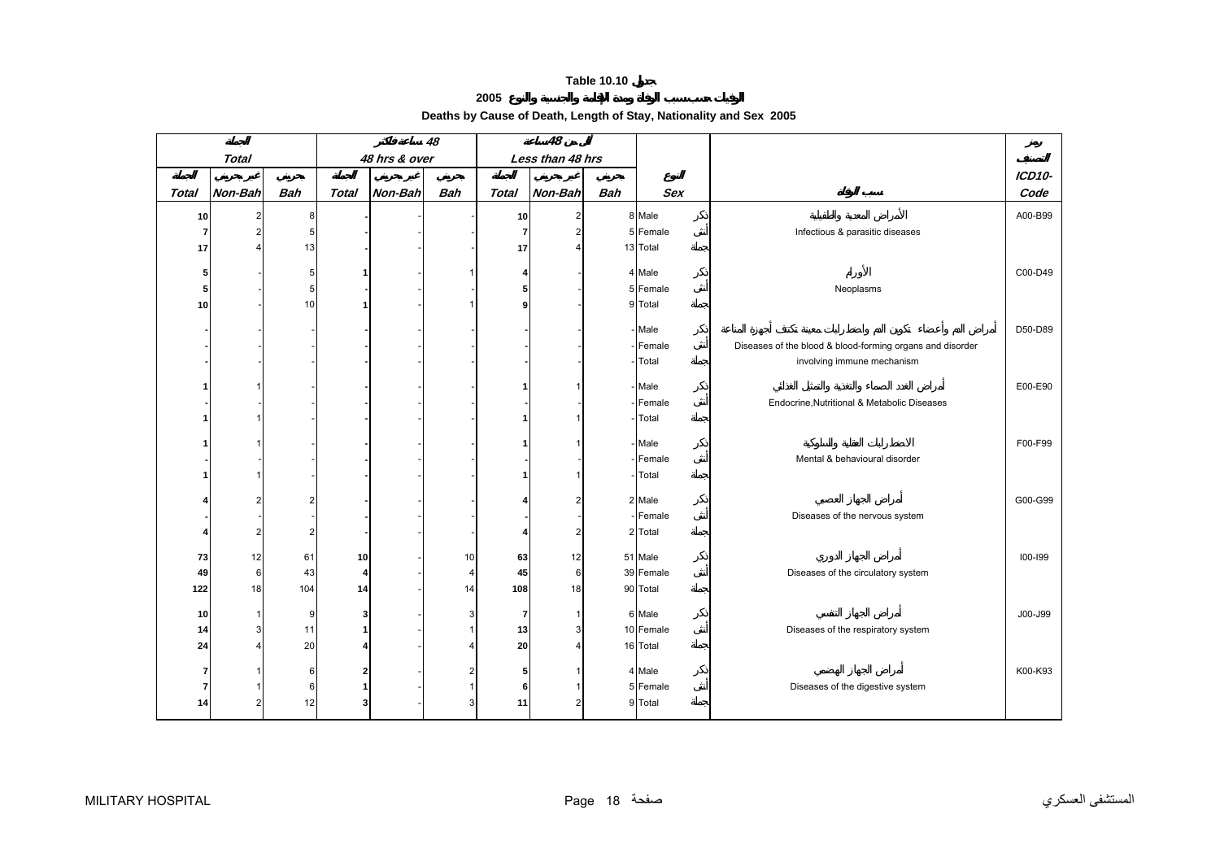# Table 10.10 جدول

## 2005 الوفيات حسب سبب الوفاة ومدة الإقامة والجنسية والنوع

## Deaths by Cause of Death, Length of Stay, Nationality and Sex 2005

| الجملة Total | | | 48 ساعة فأكثر 48 hrs & over | | | أقل من 48 ساعة Less than 48 hrs | | | | | | رمز التصنيف |
|---|---|---|---|---|---|---|---|---|---|---|---|---|
| الجملة Total | غير بحريني Non-Bah | بحريني Bah | الجملة Total | غير بحريني Non-Bah | بحريني Bah | الجملة Total | غير بحريني Non-Bah | بحريني Bah | النوع Sex | | سبب الوفاة | ICD10-Code |
| 10 | 2 | 8 | - | - | - | 10 | 2 | 8 | Male | ذكر | الأمراض المعدية والطفيلية | A00-B99 |
| 7 | 2 | 5 | - | - | - | 7 | 2 | 5 | Female | أنثى | Infectious & parasitic diseases | |
| 17 | 4 | 13 | - | - | - | 17 | 4 | 13 | Total | الجملة | | |
| 5 | - | 5 | 1 | - | 1 | 4 | - | 4 | Male | ذكر | الأورام | C00-D49 |
| 5 | - | 5 | - | - | - | 5 | - | 5 | Female | أنثى | Neoplasms | |
| 10 | - | 10 | 1 | - | 1 | 9 | - | 9 | Total | الجملة | | |
| - | - | - | - | - | - | - | - | - | Male | ذكر | أمراض الدم وأعضاء تكوين الدم والاضطرابات معينة تكتنف أجهزة المناعة | D50-D89 |
| - | - | - | - | - | - | - | - | - | Female | أنثى | Diseases of the blood & blood-forming organs and disorder | |
| - | - | - | - | - | - | - | - | - | Total | الجملة | involving immune mechanism | |
| 1 | 1 | - | - | - | - | 1 | 1 | - | Male | ذكر | أمراض الغدد الصماء والتغذية والتمثيل الغذائي | E00-E90 |
| - | - | - | - | - | - | - | - | - | Female | أنثى | Endocrine,Nutritional & Metabolic Diseases | |
| 1 | 1 | - | - | - | - | 1 | 1 | - | Total | الجملة | | |
| 1 | 1 | - | - | - | - | 1 | 1 | - | Male | ذكر | الاضطرابات العقلية والسلوكية | F00-F99 |
| - | - | - | - | - | - | - | - | - | Female | أنثى | Mental & behavioural disorder | |
| 1 | 1 | - | - | - | - | 1 | 1 | - | Total | الجملة | | |
| 4 | 2 | 2 | - | - | - | 4 | 2 | 2 | Male | ذكر | أمراض الجهاز العصبي | G00-G99 |
| - | - | - | - | - | - | - | - | - | Female | أنثى | Diseases of the nervous system | |
| 4 | 2 | 2 | - | - | - | 4 | 2 | 2 | Total | الجملة | | |
| 73 | 12 | 61 | 10 | - | 10 | 63 | 12 | 51 | Male | ذكر | أمراض الجهاز الدوري | I00-I99 |
| 49 | 6 | 43 | 4 | - | 4 | 45 | 6 | 39 | Female | أنثى | Diseases of the circulatory system | |
| 122 | 18 | 104 | 14 | - | 14 | 108 | 18 | 90 | Total | الجملة | | |
| 10 | 1 | 9 | 3 | - | 3 | 7 | 1 | 6 | Male | ذكر | أمراض الجهاز التنفسي | J00-J99 |
| 14 | 3 | 11 | 1 | - | 1 | 13 | 3 | 10 | Female | أنثى | Diseases of the respiratory system | |
| 24 | 4 | 20 | 4 | - | 4 | 20 | 4 | 16 | Total | الجملة | | |
| 7 | 1 | 6 | 2 | - | 2 | 5 | 1 | 4 | Male | ذكر | أمراض الجهاز الهضمي | K00-K93 |
| 7 | 1 | 6 | 1 | - | 1 | 6 | 1 | 5 | Female | أنثى | Diseases of the digestive system | |
| 14 | 2 | 12 | 3 | - | 3 | 11 | 2 | 9 | Total | الجملة | | |

MILITARY HOSPITAL المستشفى العسكري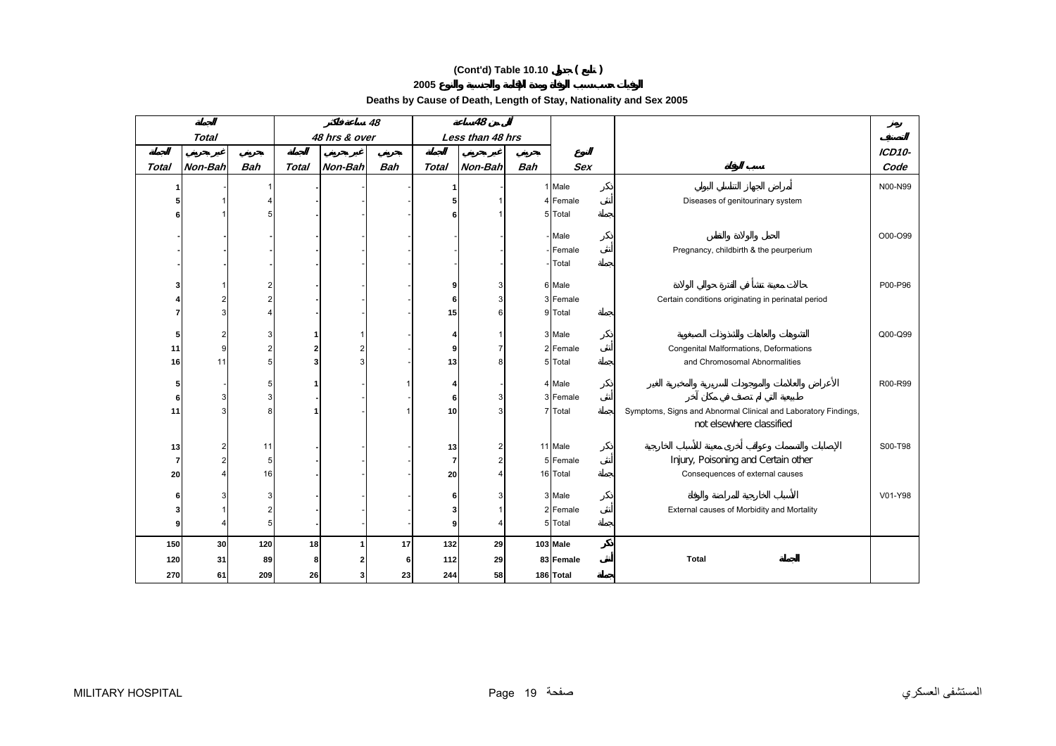# (Cont'd) Table 10.10 جدول ( تابع )

## الوفيات حسب سبب الوفاة ومدة الإقامة والجنسية والنوع 2005

## Deaths by Cause of Death, Length of Stay, Nationality and Sex 2005

| الجملة Total | | | 48 ساعة فأكثر 48 hrs & over | | | أقل من 48 ساعة Less than 48 hrs | | | | | رمز التصنيف |
|---|---|---|---|---|---|---|---|---|---|---|---|
| الجملة | غير بحريني | بحريني | الجملة | غير بحريني | بحريني | الجملة | غير بحريني | بحريني | النوع | | ICD10- |
| Total | Non-Bah | Bah | Total | Non-Bah | Bah | Total | Non-Bah | Bah | Sex | سبب الوفاة | Code |
| 1 | - | 1 | - | - | - | 1 | - | 1 | Male ذكر | أمراض الجهاز التناسلي البولي | N00-N99 |
| 5 | 1 | 4 | - | - | - | 5 | 1 | 4 | Female أنثى | Diseases of genitourinary system | |
| 6 | 1 | 5 | - | - | - | 6 | 1 | 5 | Total الجملة | | |
| - | - | - | - | - | - | - | - | - | Male ذكر | الحمل والولادة والنفاس | O00-O99 |
| - | - | - | - | - | - | - | - | - | Female أنثى | Pregnancy, childbirth & the peurperium | |
| - | - | - | - | - | - | - | - | - | Total الجملة | | |
| 3 | 1 | 2 | - | - | - | 9 | 3 | 6 | Male | حالات معينة تنشأ في الفترة حوالي الولادة | P00-P96 |
| 4 | 2 | 2 | - | - | - | 6 | 3 | 3 | Female | Certain conditions originating in perinatal period | |
| 7 | 3 | 4 | - | - | - | 15 | 6 | 9 | Total الجملة | | |
| 5 | 2 | 3 | 1 | 1 | - | 4 | 1 | 3 | Male ذكر | التشوهات والعاهات والشذوذات الصبغوية | Q00-Q99 |
| 11 | 9 | 2 | 2 | 2 | - | 9 | 7 | 2 | Female أنثى | Congenital Malformations, Deformations | |
| 16 | 11 | 5 | 3 | 3 | - | 13 | 8 | 5 | Total الجملة | and Chromosomal Abnormalities | |
| 5 | - | 5 | 1 | - | 1 | 4 | - | 4 | Male ذكر | الأعراض والعلامات والموجودات السريرية والمخبرية الغير طبيعية التي لم تصنف في مكان آخر | R00-R99 |
| 6 | 3 | 3 | - | - | - | 6 | 3 | 3 | Female أنثى | | |
| 11 | 3 | 8 | 1 | - | 1 | 10 | 3 | 7 | Total الجملة | Symptoms, Signs and Abnormal Clinical and Laboratory Findings, not elsewhere classified | |
| 13 | 2 | 11 | - | - | - | 13 | 2 | 11 | Male ذكر | الإصابات والتسممات وعواقب أخرى معينة للأسباب الخارجية | S00-T98 |
| 7 | 2 | 5 | - | - | - | 7 | 2 | 5 | Female أنثى | Injury, Poisoning and Certain other | |
| 20 | 4 | 16 | - | - | - | 20 | 4 | 16 | Total الجملة | Consequences of external causes | |
| 6 | 3 | 3 | - | - | - | 6 | 3 | 3 | Male ذكر | الأسباب الخارجية للمراضة والوفاة | V01-Y98 |
| 3 | 1 | 2 | - | - | - | 3 | 1 | 2 | Female أنثى | External causes of Morbidity and Mortality | |
| 9 | 4 | 5 | - | - | - | 9 | 4 | 5 | Total الجملة | | |
| **150** | **30** | **120** | **18** | **1** | **17** | **132** | **29** | **103** | **Male ذكر** | | |
| **120** | **31** | **89** | **8** | **2** | **6** | **112** | **29** | **83** | **Female أنثى** | **Total الجملة** | |
| **270** | **61** | **209** | **26** | **3** | **23** | **244** | **58** | **186** | **Total الجملة** | | |

MILITARY HOSPITAL المستشفى العسكري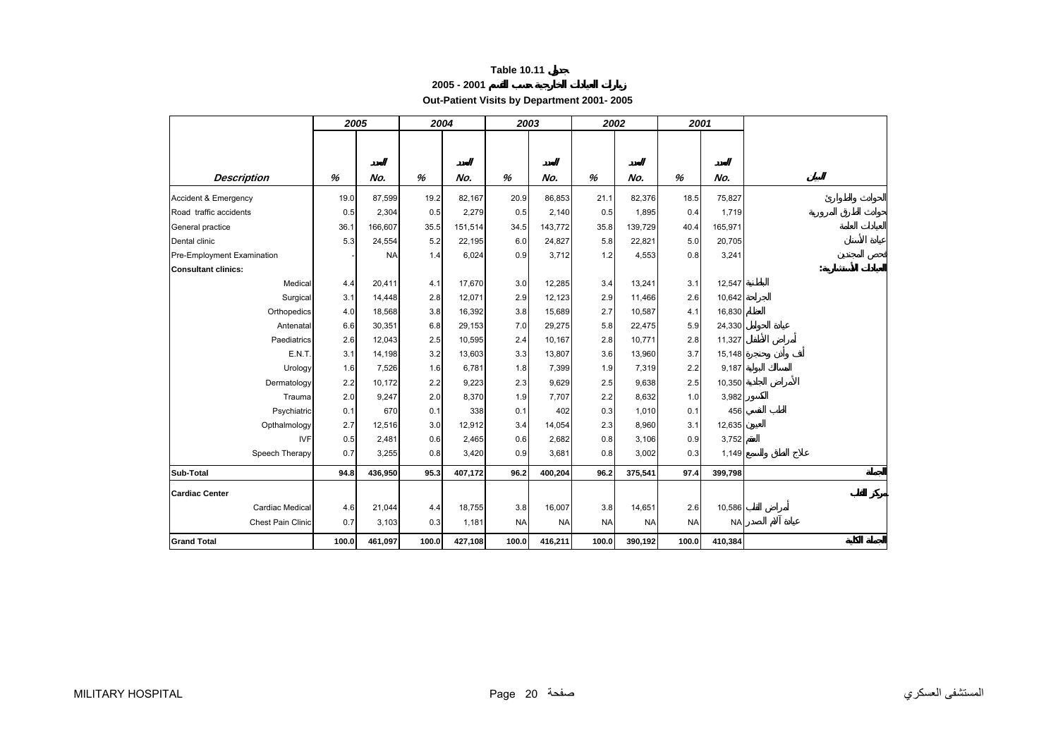# Table 10.11 جدول

## زيارات العيادات الخارجية حسب القسم 2001 - 2005

## Out-Patient Visits by Department 2001- 2005

| Description | 2005 % | 2005 No. العدد | 2004 % | 2004 No. العدد | 2003 % | 2003 No. العدد | 2002 % | 2002 No. العدد | 2001 % | 2001 No. العدد | البيان |
|---|---|---|---|---|---|---|---|---|---|---|---|
| Accident & Emergency | 19.0 | 87,599 | 19.2 | 82,167 | 20.9 | 86,853 | 21.1 | 82,376 | 18.5 | 75,827 | الحوادث والطوارئ |
| Road traffic accidents | 0.5 | 2,304 | 0.5 | 2,279 | 0.5 | 2,140 | 0.5 | 1,895 | 0.4 | 1,719 | حوادث الطرق المرورية |
| General practice | 36.1 | 166,607 | 35.5 | 151,514 | 34.5 | 143,772 | 35.8 | 139,729 | 40.4 | 165,971 | العيادات العامة |
| Dental clinic | 5.3 | 24,554 | 5.2 | 22,195 | 6.0 | 24,827 | 5.8 | 22,821 | 5.0 | 20,705 | عيادة الأسنان |
| Pre-Employment Examination | - | NA | 1.4 | 6,024 | 0.9 | 3,712 | 1.2 | 4,553 | 0.8 | 3,241 | فحص المجندين |
| **Consultant clinics:** | | | | | | | | | | | **العيادات الاستشارية:** |
| Medical | 4.4 | 20,411 | 4.1 | 17,670 | 3.0 | 12,285 | 3.4 | 13,241 | 3.1 | 12,547 | الباطنية |
| Surgical | 3.1 | 14,448 | 2.8 | 12,071 | 2.9 | 12,123 | 2.9 | 11,466 | 2.6 | 10,642 | الجراحة |
| Orthopedics | 4.0 | 18,568 | 3.8 | 16,392 | 3.8 | 15,689 | 2.7 | 10,587 | 4.1 | 16,830 | العظام |
| Antenatal | 6.6 | 30,351 | 6.8 | 29,153 | 7.0 | 29,275 | 5.8 | 22,475 | 5.9 | 24,330 | عيادة الحوامل |
| Paediatrics | 2.6 | 12,043 | 2.5 | 10,595 | 2.4 | 10,167 | 2.8 | 10,771 | 2.8 | 11,327 | أمراض الأطفال |
| E.N.T. | 3.1 | 14,198 | 3.2 | 13,603 | 3.3 | 13,807 | 3.6 | 13,960 | 3.7 | 15,148 | أنف وأذن وحنجرة |
| Urology | 1.6 | 7,526 | 1.6 | 6,781 | 1.8 | 7,399 | 1.9 | 7,319 | 2.2 | 9,187 | المسالك البولية |
| Dermatology | 2.2 | 10,172 | 2.2 | 9,223 | 2.3 | 9,629 | 2.5 | 9,638 | 2.5 | 10,350 | الأمراض الجلدية |
| Trauma | 2.0 | 9,247 | 2.0 | 8,370 | 1.9 | 7,707 | 2.2 | 8,632 | 1.0 | 3,982 | الكسور |
| Psychiatric | 0.1 | 670 | 0.1 | 338 | 0.1 | 402 | 0.3 | 1,010 | 0.1 | 456 | الطب النفسي |
| Opthalmology | 2.7 | 12,516 | 3.0 | 12,912 | 3.4 | 14,054 | 2.3 | 8,960 | 3.1 | 12,635 | العيون |
| IVF | 0.5 | 2,481 | 0.6 | 2,465 | 0.6 | 2,682 | 0.8 | 3,106 | 0.9 | 3,752 | العقم |
| Speech Therapy | 0.7 | 3,255 | 0.8 | 3,420 | 0.9 | 3,681 | 0.8 | 3,002 | 0.3 | 1,149 | علاج النطق والسمع |
| **Sub-Total** | **94.8** | **436,950** | **95.3** | **407,172** | **96.2** | **400,204** | **96.2** | **375,541** | **97.4** | **399,798** | **الجملة** |
| **Cardiac Center** | | | | | | | | | | | **مركز القلب** |
| Cardiac Medical | 4.6 | 21,044 | 4.4 | 18,755 | 3.8 | 16,007 | 3.8 | 14,651 | 2.6 | 10,586 | أمراض القلب |
| Chest Pain Clinic | 0.7 | 3,103 | 0.3 | 1,181 | NA | NA | NA | NA | NA | NA | عيادة آلام الصدر |
| **Grand Total** | **100.0** | **461,097** | **100.0** | **427,108** | **100.0** | **416,211** | **100.0** | **390,192** | **100.0** | **410,384** | **الجملة الكلية** |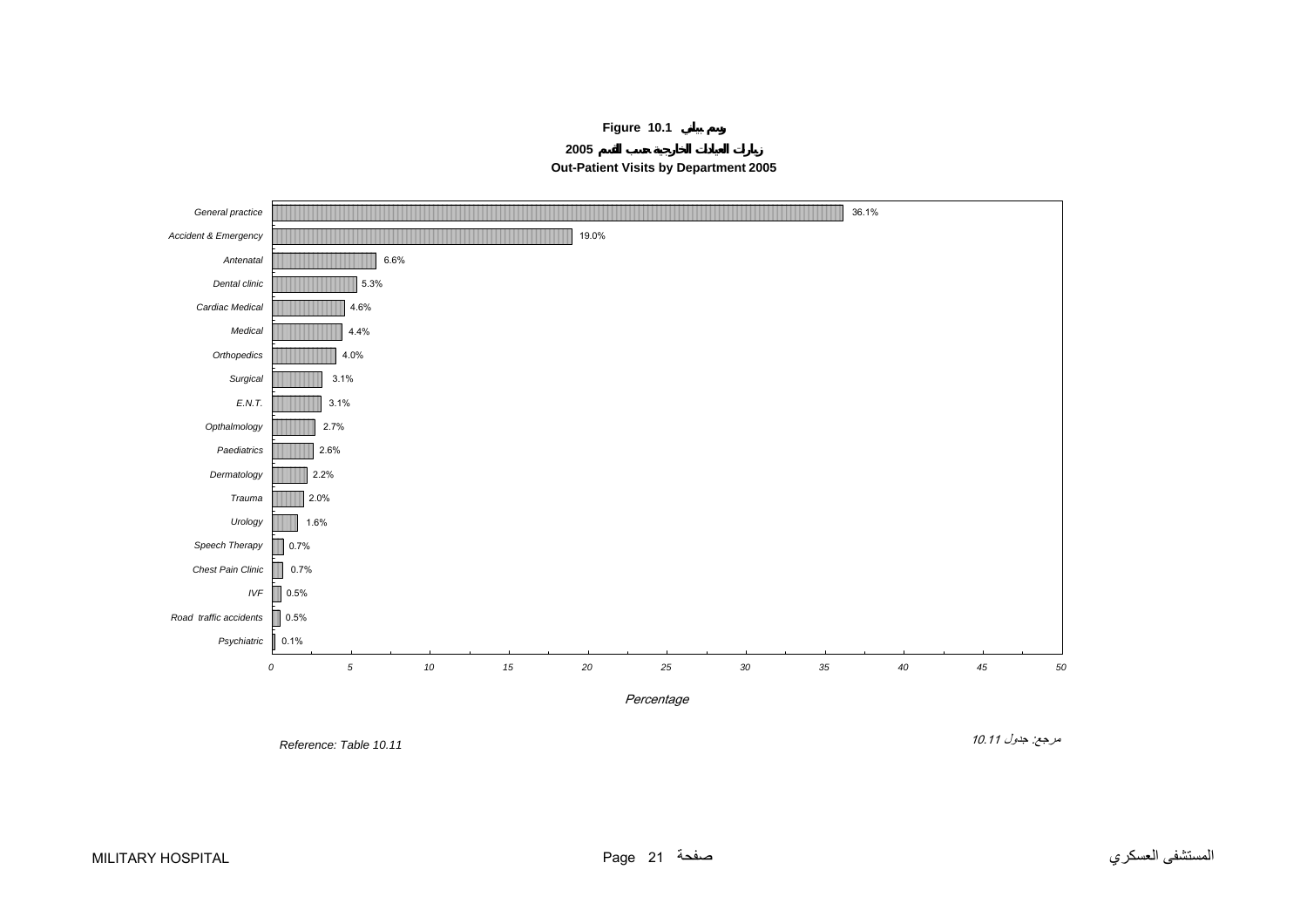**Figure 10.1 رسم بياني**

**زيارات العيادات الخارجية حسب القسم 2005**

**Out-Patient Visits by Department 2005**

| Department | Percentage |
|---|---|
| General practice | 36.1% |
| Accident & Emergency | 19.0% |
| Antenatal | 6.6% |
| Dental clinic | 5.3% |
| Cardiac Medical | 4.6% |
| Medical | 4.4% |
| Orthopedics | 4.0% |
| Surgical | 3.1% |
| E.N.T. | 3.1% |
| Opthalmology | 2.7% |
| Paediatrics | 2.6% |
| Dermatology | 2.2% |
| Trauma | 2.0% |
| Urology | 1.6% |
| Speech Therapy | 0.7% |
| Chest Pain Clinic | 0.7% |
| IVF | 0.5% |
| Road traffic accidents | 0.5% |
| Psychiatric | 0.1% |

*Percentage*

*Reference: Table 10.11*

مرجع: جدول 10.11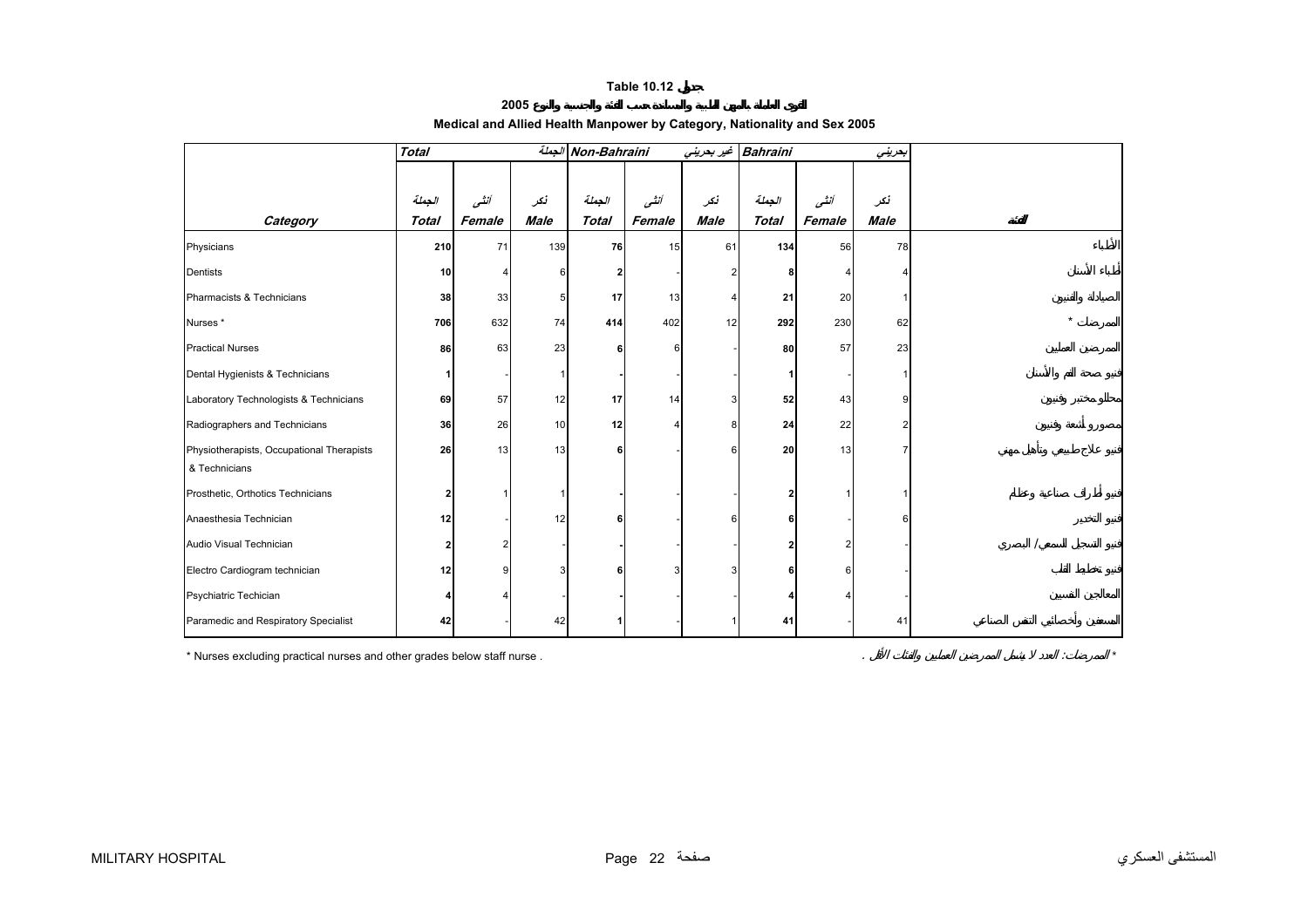# Table 10.12 جدول

## القوى العاملة بالمهن الطبية والمساندة حسب الفئة والجنسية والنوع 2005

## Medical and Allied Health Manpower by Category, Nationality and Sex 2005

| | Total | | الجملة | Non-Bahraini | | غير بحريني | Bahraini | | بحريني | |
|---|---|---|---|---|---|---|---|---|---|---|
| | الجملة | أنثى | ذكر | الجملة | أنثى | ذكر | الجملة | أنثى | ذكر | |
| **Category** | **Total** | **Female** | **Male** | **Total** | **Female** | **Male** | **Total** | **Female** | **Male** | **الفئة** |
| Physicians | **210** | 71 | 139 | **76** | 15 | 61 | **134** | 56 | 78 | الأطباء |
| Dentists | **10** | 4 | 6 | **2** | - | 2 | **8** | 4 | 4 | أطباء الأسنان |
| Pharmacists & Technicians | **38** | 33 | 5 | **17** | 13 | 4 | **21** | 20 | 1 | الصيادلة والفنيين |
| Nurses * | **706** | 632 | 74 | **414** | 402 | 12 | **292** | 230 | 62 | الممرضات * |
| Practical Nurses | **86** | 63 | 23 | **6** | 6 | - | **80** | 57 | 23 | الممرضين العمليين |
| Dental Hygienists & Technicians | **1** | - | 1 | **-** | - | - | **1** | - | 1 | فنيو صحة الفم والأسنان |
| Laboratory Technologists & Technicians | **69** | 57 | 12 | **17** | 14 | 3 | **52** | 43 | 9 | محللو مختبر وفنيون |
| Radiographers and Technicians | **36** | 26 | 10 | **12** | 4 | 8 | **24** | 22 | 2 | مصورو أشعة وفنيون |
| Physiotherapists, Occupational Therapists & Technicians | **26** | 13 | 13 | **6** | - | 6 | **20** | 13 | 7 | فنيو علاج طبيعي وتأهيل مهني |
| Prosthetic, Orthotics Technicians | **2** | 1 | 1 | **-** | - | - | **2** | 1 | 1 | فنيو أطراف صناعية وعظام |
| Anaesthesia Technician | **12** | - | 12 | **6** | - | 6 | **6** | - | 6 | فنيو التخدير |
| Audio Visual Technician | **2** | 2 | - | **-** | - | - | **2** | 2 | - | فنيو التسجيل السمعي/ البصري |
| Electro Cardiogram technician | **12** | 9 | 3 | **6** | 3 | 3 | **6** | 6 | - | فنيو تخطيط القلب |
| Psychiatric Techician | **4** | 4 | - | **-** | - | - | **4** | 4 | - | المعالجين النفسيين |
| Paramedic and Respiratory Specialist | **42** | - | 42 | **1** | - | 1 | **41** | - | 41 | المسعفين وأخصائيي التنفس الصناعي |

* Nurses excluding practical nurses and other grades below staff nurse .

* الممرضات: العدد لا يشمل الممرضين العمليين والفئات الأقل .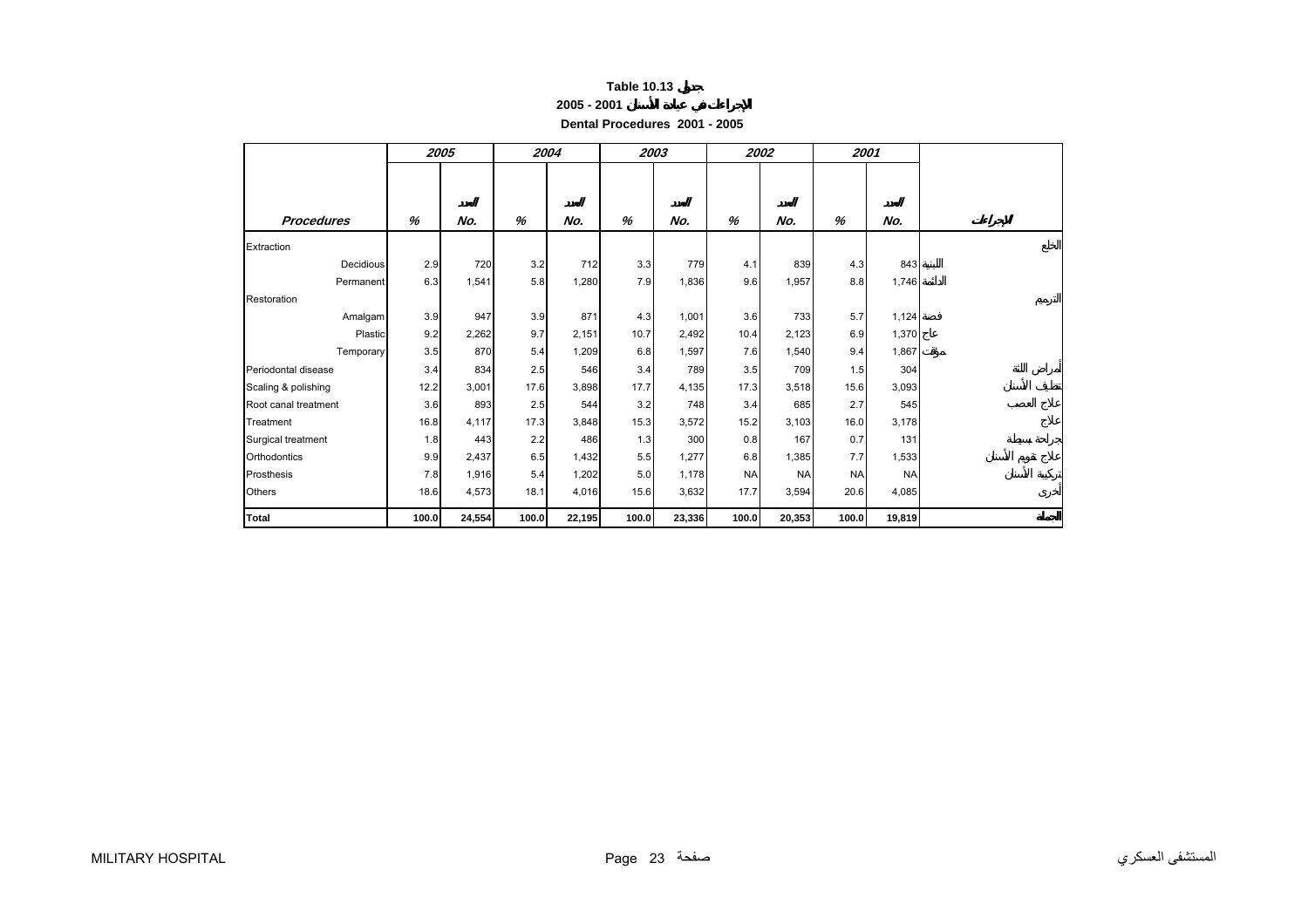# Table 10.13 جدول

## الإجراءات في عيادة الأسنان 2001 - 2005

## Dental Procedures 2001 - 2005

| Procedures | 2005 % | 2005 العدد No. | 2004 % | 2004 العدد No. | 2003 % | 2003 العدد No. | 2002 % | 2002 العدد No. | 2001 % | 2001 العدد No. | الإجراءات |
|---|---|---|---|---|---|---|---|---|---|---|---|
| Extraction | | | | | | | | | | | الخلع |
| Decidious | 2.9 | 720 | 3.2 | 712 | 3.3 | 779 | 4.1 | 839 | 4.3 | 843 | اللبنية |
| Permanent | 6.3 | 1,541 | 5.8 | 1,280 | 7.9 | 1,836 | 9.6 | 1,957 | 8.8 | 1,746 | الدائمة |
| Restoration | | | | | | | | | | | الترميم |
| Amalgam | 3.9 | 947 | 3.9 | 871 | 4.3 | 1,001 | 3.6 | 733 | 5.7 | 1,124 | فضة |
| Plastic | 9.2 | 2,262 | 9.7 | 2,151 | 10.7 | 2,492 | 10.4 | 2,123 | 6.9 | 1,370 | عاج |
| Temporary | 3.5 | 870 | 5.4 | 1,209 | 6.8 | 1,597 | 7.6 | 1,540 | 9.4 | 1,867 | مؤقت |
| Periodontal disease | 3.4 | 834 | 2.5 | 546 | 3.4 | 789 | 3.5 | 709 | 1.5 | 304 | أمراض اللثة |
| Scaling & polishing | 12.2 | 3,001 | 17.6 | 3,898 | 17.7 | 4,135 | 17.3 | 3,518 | 15.6 | 3,093 | تنظيف الأسنان |
| Root canal treatment | 3.6 | 893 | 2.5 | 544 | 3.2 | 748 | 3.4 | 685 | 2.7 | 545 | علاج العصب |
| Treatment | 16.8 | 4,117 | 17.3 | 3,848 | 15.3 | 3,572 | 15.2 | 3,103 | 16.0 | 3,178 | علاج |
| Surgical treatment | 1.8 | 443 | 2.2 | 486 | 1.3 | 300 | 0.8 | 167 | 0.7 | 131 | جراحة بسيطة |
| Orthodontics | 9.9 | 2,437 | 6.5 | 1,432 | 5.5 | 1,277 | 6.8 | 1,385 | 7.7 | 1,533 | علاج تقويم الأسنان |
| Prosthesis | 7.8 | 1,916 | 5.4 | 1,202 | 5.0 | 1,178 | NA | NA | NA | NA | تركيبة الأسنان |
| Others | 18.6 | 4,573 | 18.1 | 4,016 | 15.6 | 3,632 | 17.7 | 3,594 | 20.6 | 4,085 | أخرى |
| **Total** | **100.0** | **24,554** | **100.0** | **22,195** | **100.0** | **23,336** | **100.0** | **20,353** | **100.0** | **19,819** | **الجملة** |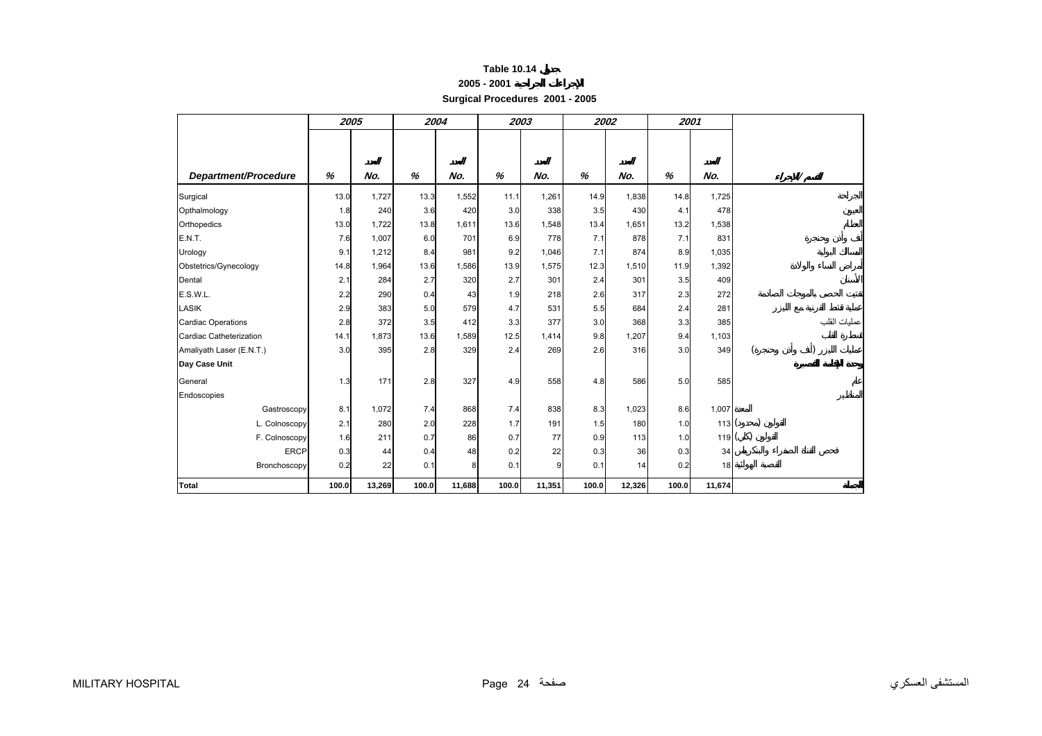**Table 10.14 جدول**

**الإجراءات الجراحية 2001 - 2005**

**Surgical Procedures 2001 - 2005**

| Department/Procedure | 2005 | | 2004 | | 2003 | | 2002 | | 2001 | | القسم/الإجراء |
|---|---|---|---|---|---|---|---|---|---|---|---|
| | % | العدد No. | % | العدد No. | % | العدد No. | % | العدد No. | % | العدد No. | |
| Surgical | 13.0 | 1,727 | 13.3 | 1,552 | 11.1 | 1,261 | 14.9 | 1,838 | 14.8 | 1,725 | الجراحة |
| Opthalmology | 1.8 | 240 | 3.6 | 420 | 3.0 | 338 | 3.5 | 430 | 4.1 | 478 | العيون |
| Orthopedics | 13.0 | 1,722 | 13.8 | 1,611 | 13.6 | 1,548 | 13.4 | 1,651 | 13.2 | 1,538 | العظام |
| E.N.T. | 7.6 | 1,007 | 6.0 | 701 | 6.9 | 778 | 7.1 | 878 | 7.1 | 831 | أنف وأذن وحنجرة |
| Urology | 9.1 | 1,212 | 8.4 | 981 | 9.2 | 1,046 | 7.1 | 874 | 8.9 | 1,035 | المسالك البولية |
| Obstetrics/Gynecology | 14.8 | 1,964 | 13.6 | 1,586 | 13.9 | 1,575 | 12.3 | 1,510 | 11.9 | 1,392 | أمراض النساء والولادة |
| Dental | 2.1 | 284 | 2.7 | 320 | 2.7 | 301 | 2.4 | 301 | 3.5 | 409 | الأسنان |
| E.S.W.L. | 2.2 | 290 | 0.4 | 43 | 1.9 | 218 | 2.6 | 317 | 2.3 | 272 | تفتيت الحصى بالموجات الصادمة |
| LASIK | 2.9 | 383 | 5.0 | 579 | 4.7 | 531 | 5.5 | 684 | 2.4 | 281 | عملية تخطيط القرنية مع الليزر |
| Cardiac Operations | 2.8 | 372 | 3.5 | 412 | 3.3 | 377 | 3.0 | 368 | 3.3 | 385 | عمليات القلب |
| Cardiac Catheterization | 14.1 | 1,873 | 13.6 | 1,589 | 12.5 | 1,414 | 9.8 | 1,207 | 9.4 | 1,103 | قسطرة القلب |
| Amaliyath Laser (E.N.T.) | 3.0 | 395 | 2.8 | 329 | 2.4 | 269 | 2.6 | 316 | 3.0 | 349 | عمليات الليزر (أنف وأذن وحنجرة) |
| **Day Case Unit** | | | | | | | | | | | **وحدة الإقامة القصيرة** |
| General | 1.3 | 171 | 2.8 | 327 | 4.9 | 558 | 4.8 | 586 | 5.0 | 585 | عام |
| Endoscopies | | | | | | | | | | | المناظير |
| Gastroscopy | 8.1 | 1,072 | 7.4 | 868 | 7.4 | 838 | 8.3 | 1,023 | 8.6 | 1,007 | المعدة |
| L. Colnoscopy | 2.1 | 280 | 2.0 | 228 | 1.7 | 191 | 1.5 | 180 | 1.0 | 113 | القولون (محدود) |
| F. Colnoscopy | 1.6 | 211 | 0.7 | 86 | 0.7 | 77 | 0.9 | 113 | 1.0 | 119 | القولون (كلي) |
| ERCP | 0.3 | 44 | 0.4 | 48 | 0.2 | 22 | 0.3 | 36 | 0.3 | 34 | فحص القناة الصفراء والبنكرياس |
| Bronchoscopy | 0.2 | 22 | 0.1 | 8 | 0.1 | 9 | 0.1 | 14 | 0.2 | 18 | القصبة الهوائية |
| **Total** | **100.0** | **13,269** | **100.0** | **11,688** | **100.0** | **11,351** | **100.0** | **12,326** | **100.0** | **11,674** | **الجملة** |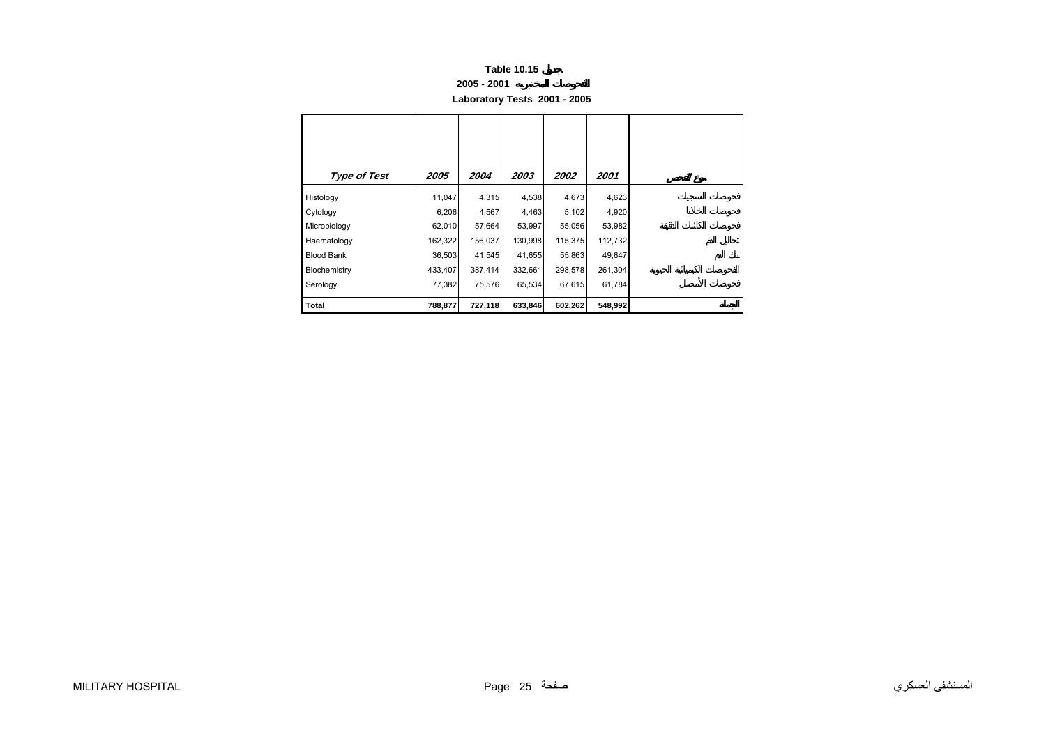**Table 10.15 جدول**

**2005 - 2001 الفحوصات المختبرية**

**Laboratory Tests 2001 - 2005**

| *Type of Test* | *2005* | *2004* | *2003* | *2002* | *2001* | نوع الفحص |
|---|---|---|---|---|---|---|
| Histology | 11,047 | 4,315 | 4,538 | 4,673 | 4,623 | فحوصات النسجيات |
| Cytology | 6,206 | 4,567 | 4,463 | 5,102 | 4,920 | فحوصات الخلايا |
| Microbiology | 62,010 | 57,664 | 53,997 | 55,056 | 53,982 | فحوصات الكائنات الدقيقة |
| Haematology | 162,322 | 156,037 | 130,998 | 115,375 | 112,732 | تحاليل الدم |
| Blood Bank | 36,503 | 41,545 | 41,655 | 55,863 | 49,647 | بنك الدم |
| Biochemistry | 433,407 | 387,414 | 332,661 | 298,578 | 261,304 | الفحوصات الكيميائية الحيوية |
| Serology | 77,382 | 75,576 | 65,534 | 67,615 | 61,784 | فحوصات الأمصال |
| **Total** | **788,877** | **727,118** | **633,846** | **602,262** | **548,992** | **الجملة** |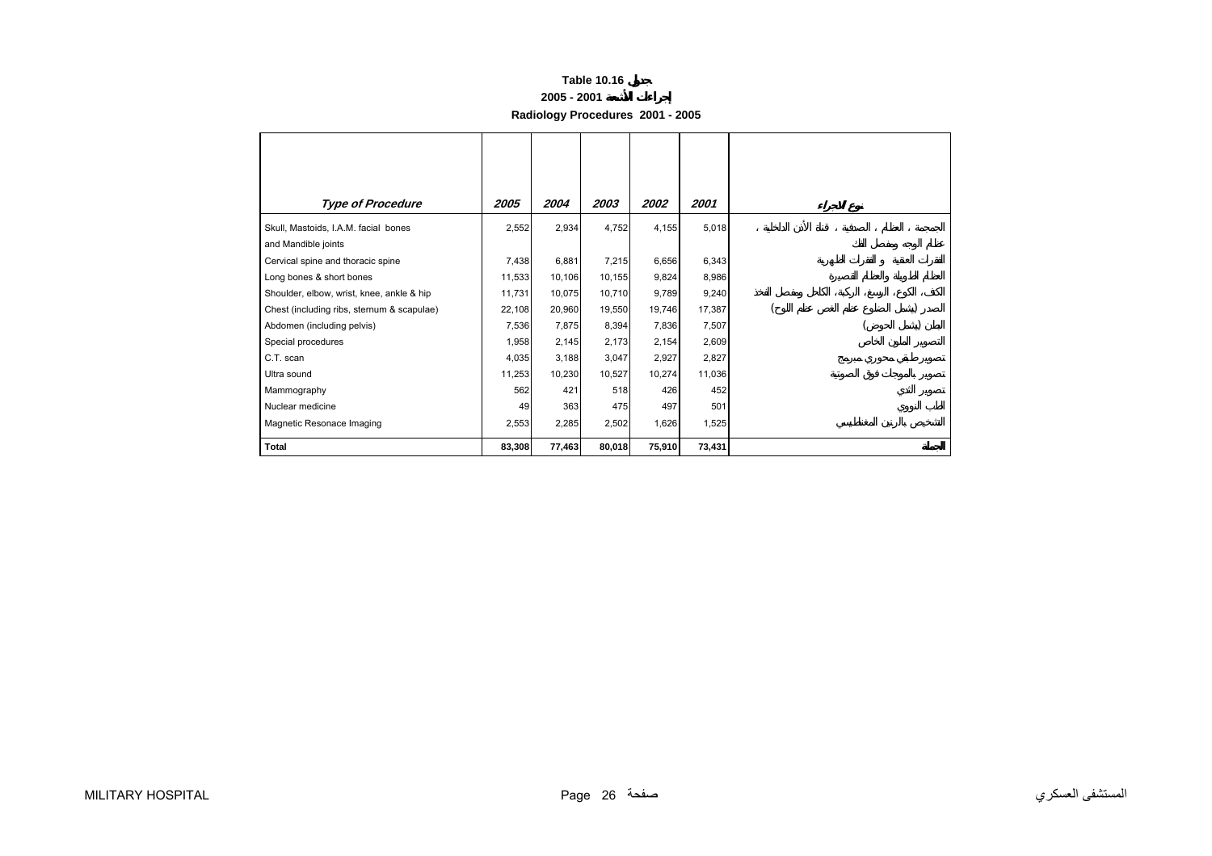# Table 10.16 جدول

## 2005 - 2001 إجراءات الأشعة

## Radiology Procedures 2001 - 2005

| *Type of Procedure* | *2005* | *2004* | *2003* | *2002* | *2001* | نوع الإجراء |
|---|---|---|---|---|---|---|
| Skull, Mastoids, I.A.M. facial bones and Mandible joints | 2,552 | 2,934 | 4,752 | 4,155 | 5,018 | الجمجمة ، العظام ، الصدفية ، قناة الأذن الداخلية ، عظام الوجه ومفصل الفك |
| Cervical spine and thoracic spine | 7,438 | 6,881 | 7,215 | 6,656 | 6,343 | الفقرات العنقية و الفقرات الظهرية |
| Long bones & short bones | 11,533 | 10,106 | 10,155 | 9,824 | 8,986 | العظام الطويلة والعظام القصيرة |
| Shoulder, elbow, wrist, knee, ankle & hip | 11,731 | 10,075 | 10,710 | 9,789 | 9,240 | الكتف، الكوع، الرسغ، الركبة، الكاحل ومفصل الفخذ |
| Chest (including ribs, sternum & scapulae) | 22,108 | 20,960 | 19,550 | 19,746 | 17,387 | الصدر (يشمل الضلوع عظم الغض عظم اللوح) |
| Abdomen (including pelvis) | 7,536 | 7,875 | 8,394 | 7,836 | 7,507 | البطن (يشمل الحوض) |
| Special procedures | 1,958 | 2,145 | 2,173 | 2,154 | 2,609 | التصوير الملون الخاص |
| C.T. scan | 4,035 | 3,188 | 3,047 | 2,927 | 2,827 | تصوير طبقي محوري مبرمج |
| Ultra sound | 11,253 | 10,230 | 10,527 | 10,274 | 11,036 | تصوير بالموجات فوق الصوتية |
| Mammography | 562 | 421 | 518 | 426 | 452 | تصوير الثدي |
| Nuclear medicine | 49 | 363 | 475 | 497 | 501 | الطب النووي |
| Magnetic Resonace Imaging | 2,553 | 2,285 | 2,502 | 1,626 | 1,525 | التشخيص بالرنين المغناطيسي |
| **Total** | **83,308** | **77,463** | **80,018** | **75,910** | **73,431** | **الجملة** |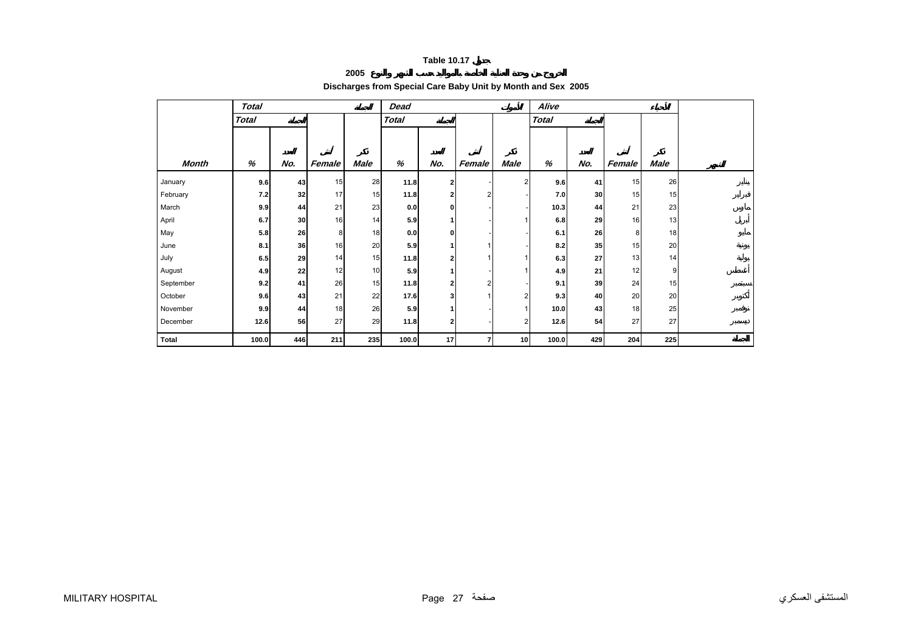**Table 10.17 جدول**

**2005 الخروج من وحدة العناية الخاصة بالمواليد حسب الشهر والنوع**

**Discharges from Special Care Baby Unit by Month and Sex 2005**

| | *Total* | | | الجملة | *Dead* | | | الأموات | *Alive* | | | الأحياء | |
|---|---|---|---|---|---|---|---|---|---|---|---|---|---|
| | *Total* | الجملة | | | *Total* | الجملة | | | *Total* | الجملة | | | |
| *Month* | *%* | العدد *No.* | أنثى *Female* | ذكر *Male* | *%* | العدد *No.* | أنثى *Female* | ذكر *Male* | *%* | العدد *No.* | أنثى *Female* | ذكر *Male* | الشهر |
| January | **9.6** | **43** | 15 | 28 | **11.8** | **2** | - | 2 | **9.6** | **41** | 15 | 26 | يناير |
| February | **7.2** | **32** | 17 | 15 | **11.8** | **2** | 2 | - | **7.0** | **30** | 15 | 15 | فبراير |
| March | **9.9** | **44** | 21 | 23 | **0.0** | **0** | - | - | **10.3** | **44** | 21 | 23 | مارس |
| April | **6.7** | **30** | 16 | 14 | **5.9** | **1** | - | 1 | **6.8** | **29** | 16 | 13 | أبريل |
| May | **5.8** | **26** | 8 | 18 | **0.0** | **0** | - | - | **6.1** | **26** | 8 | 18 | مايو |
| June | **8.1** | **36** | 16 | 20 | **5.9** | **1** | 1 | - | **8.2** | **35** | 15 | 20 | يونية |
| July | **6.5** | **29** | 14 | 15 | **11.8** | **2** | 1 | 1 | **6.3** | **27** | 13 | 14 | يولية |
| August | **4.9** | **22** | 12 | 10 | **5.9** | **1** | - | 1 | **4.9** | **21** | 12 | 9 | أغسطس |
| September | **9.2** | **41** | 26 | 15 | **11.8** | **2** | 2 | - | **9.1** | **39** | 24 | 15 | سبتمبر |
| October | **9.6** | **43** | 21 | 22 | **17.6** | **3** | 1 | 2 | **9.3** | **40** | 20 | 20 | أكتوبر |
| November | **9.9** | **44** | 18 | 26 | **5.9** | **1** | - | 1 | **10.0** | **43** | 18 | 25 | نوفمبر |
| December | **12.6** | **56** | 27 | 29 | **11.8** | **2** | - | 2 | **12.6** | **54** | 27 | 27 | ديسمبر |
| **Total** | **100.0** | **446** | **211** | **235** | **100.0** | **17** | **7** | **10** | **100.0** | **429** | **204** | **225** | **الجملة** |